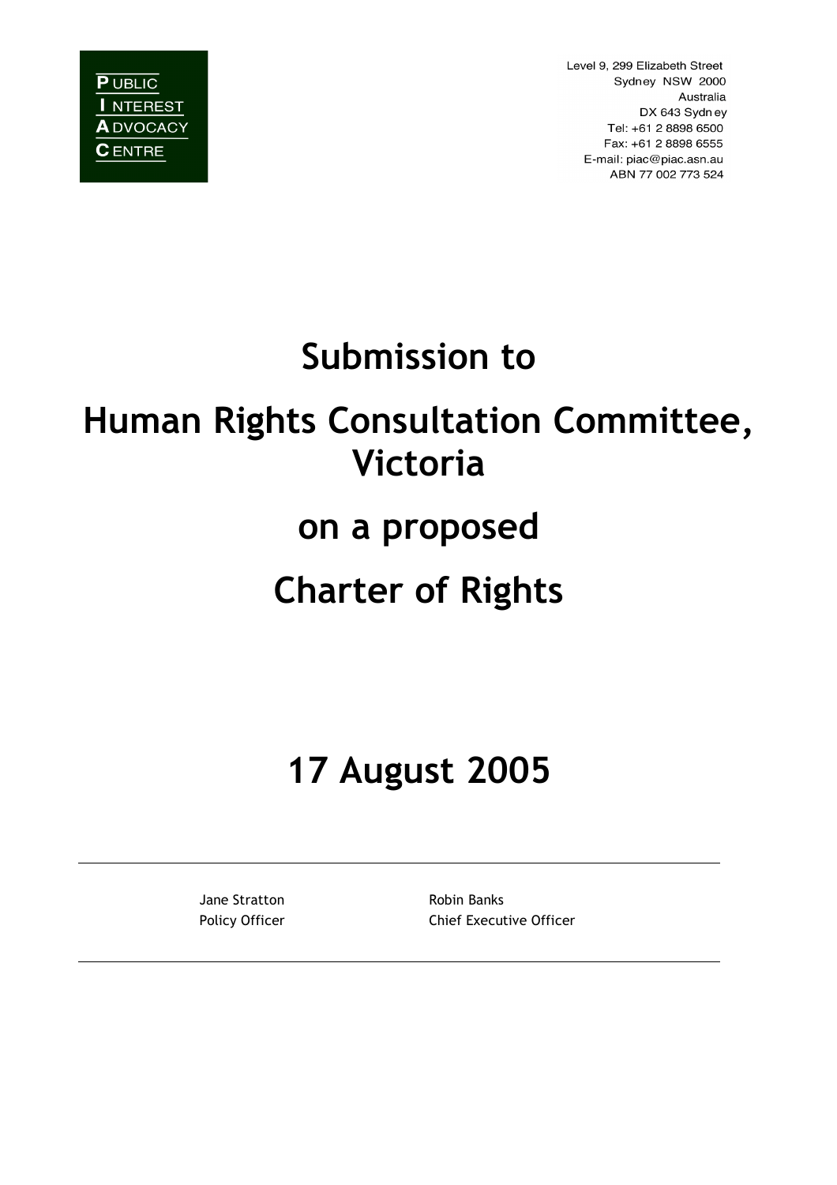PUBLIC INTEREST ADVOCACY CENTRE

Level 9, 299 Elizabeth Street
Sydney NSW 2000
Australia
DX 643 Sydney
Tel: +61 2 8898 6500
Fax: +61 2 8898 6555
E-mail: piac@piac.asn.au
ABN 77 002 773 524

# Submission to

# Human Rights Consultation Committee, Victoria

# on a proposed

# Charter of Rights

# 17 August 2005

---

| Jane Stratton | Robin Banks |
|---|---|
| Policy Officer | Chief Executive Officer |

---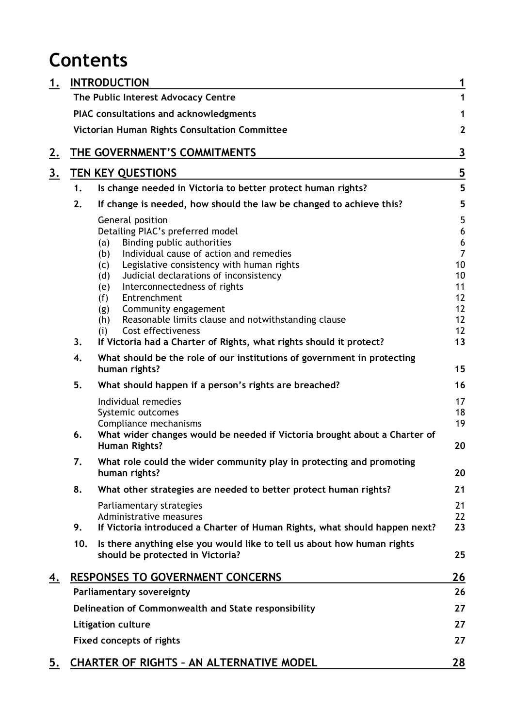# Contents

| | | | |
|---|---|---|---|
| **1.** | **INTRODUCTION** | | **1** |
| | **The Public Interest Advocacy Centre** | | **1** |
| | **PIAC consultations and acknowledgments** | | **1** |
| | **Victorian Human Rights Consultation Committee** | | **2** |
| **2.** | **THE GOVERNMENT'S COMMITMENTS** | | **3** |
| **3.** | **TEN KEY QUESTIONS** | | **5** |
| | **1.** | **Is change needed in Victoria to better protect human rights?** | **5** |
| | **2.** | **If change is needed, how should the law be changed to achieve this?** | **5** |
| | | General position | 5 |
| | | Detailing PIAC's preferred model | 6 |
| | | (a) Binding public authorities | 6 |
| | | (b) Individual cause of action and remedies | 7 |
| | | (c) Legislative consistency with human rights | 10 |
| | | (d) Judicial declarations of inconsistency | 10 |
| | | (e) Interconnectedness of rights | 11 |
| | | (f) Entrenchment | 12 |
| | | (g) Community engagement | 12 |
| | | (h) Reasonable limits clause and notwithstanding clause | 12 |
| | | (i) Cost effectiveness | 12 |
| | **3.** | **If Victoria had a Charter of Rights, what rights should it protect?** | **13** |
| | **4.** | **What should be the role of our institutions of government in protecting human rights?** | **15** |
| | **5.** | **What should happen if a person's rights are breached?** | **16** |
| | | Individual remedies | 17 |
| | | Systemic outcomes | 18 |
| | | Compliance mechanisms | 19 |
| | **6.** | **What wider changes would be needed if Victoria brought about a Charter of Human Rights?** | **20** |
| | **7.** | **What role could the wider community play in protecting and promoting human rights?** | **20** |
| | **8.** | **What other strategies are needed to better protect human rights?** | **21** |
| | | Parliamentary strategies | 21 |
| | | Administrative measures | 22 |
| | **9.** | **If Victoria introduced a Charter of Human Rights, what should happen next?** | **23** |
| | **10.** | **Is there anything else you would like to tell us about how human rights should be protected in Victoria?** | **25** |
| **4.** | **RESPONSES TO GOVERNMENT CONCERNS** | | **26** |
| | **Parliamentary sovereignty** | | **26** |
| | **Delineation of Commonwealth and State responsibility** | | **27** |
| | **Litigation culture** | | **27** |
| | **Fixed concepts of rights** | | **27** |
| **5.** | **CHARTER OF RIGHTS – AN ALTERNATIVE MODEL** | | **28** |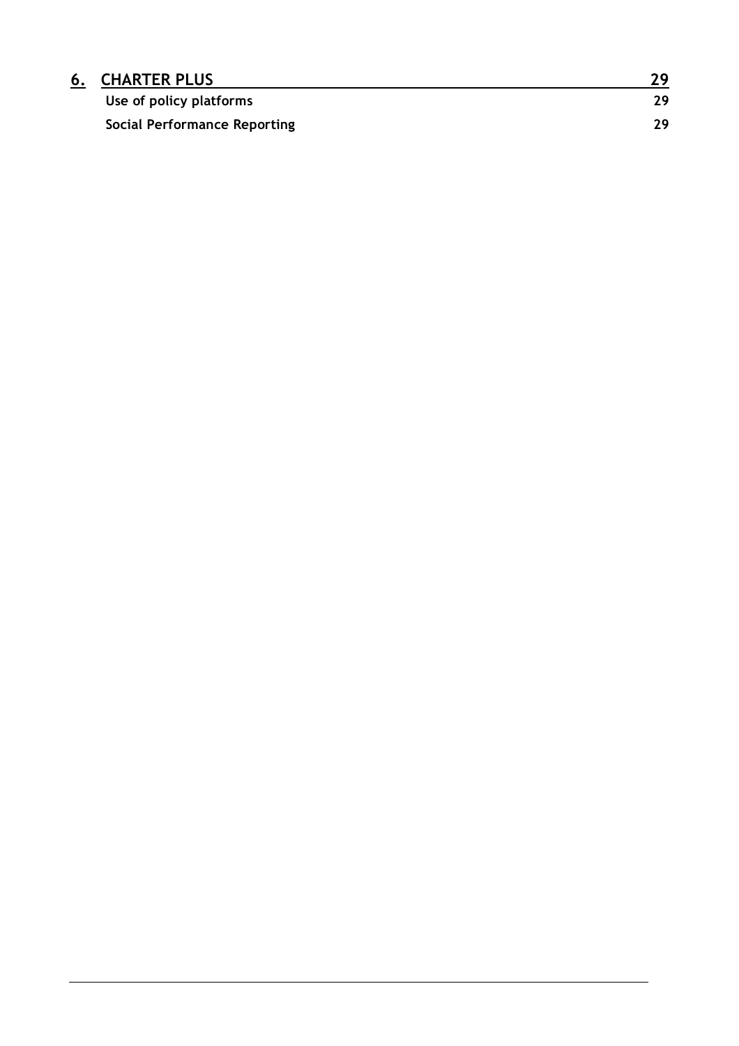| | | |
|---|---|---|
| **6.** | **CHARTER PLUS** | **29** |
| | **Use of policy platforms** | **29** |
| | **Social Performance Reporting** | **29** |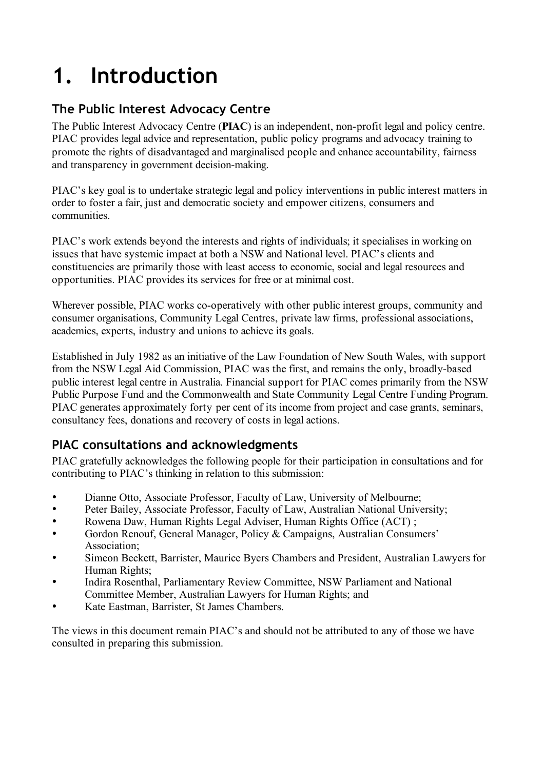# 1. Introduction

## The Public Interest Advocacy Centre

The Public Interest Advocacy Centre (**PIAC**) is an independent, non-profit legal and policy centre. PIAC provides legal advice and representation, public policy programs and advocacy training to promote the rights of disadvantaged and marginalised people and enhance accountability, fairness and transparency in government decision-making.

PIAC's key goal is to undertake strategic legal and policy interventions in public interest matters in order to foster a fair, just and democratic society and empower citizens, consumers and communities.

PIAC's work extends beyond the interests and rights of individuals; it specialises in working on issues that have systemic impact at both a NSW and National level. PIAC's clients and constituencies are primarily those with least access to economic, social and legal resources and opportunities. PIAC provides its services for free or at minimal cost.

Wherever possible, PIAC works co-operatively with other public interest groups, community and consumer organisations, Community Legal Centres, private law firms, professional associations, academics, experts, industry and unions to achieve its goals.

Established in July 1982 as an initiative of the Law Foundation of New South Wales, with support from the NSW Legal Aid Commission, PIAC was the first, and remains the only, broadly-based public interest legal centre in Australia. Financial support for PIAC comes primarily from the NSW Public Purpose Fund and the Commonwealth and State Community Legal Centre Funding Program. PIAC generates approximately forty per cent of its income from project and case grants, seminars, consultancy fees, donations and recovery of costs in legal actions.

## PIAC consultations and acknowledgments

PIAC gratefully acknowledges the following people for their participation in consultations and for contributing to PIAC's thinking in relation to this submission:

- Dianne Otto, Associate Professor, Faculty of Law, University of Melbourne;
- Peter Bailey, Associate Professor, Faculty of Law, Australian National University;
- Rowena Daw, Human Rights Legal Adviser, Human Rights Office (ACT) ;
- Gordon Renouf, General Manager, Policy & Campaigns, Australian Consumers' Association;
- Simeon Beckett, Barrister, Maurice Byers Chambers and President, Australian Lawyers for Human Rights;
- Indira Rosenthal, Parliamentary Review Committee, NSW Parliament and National Committee Member, Australian Lawyers for Human Rights; and
- Kate Eastman, Barrister, St James Chambers.

The views in this document remain PIAC's and should not be attributed to any of those we have consulted in preparing this submission.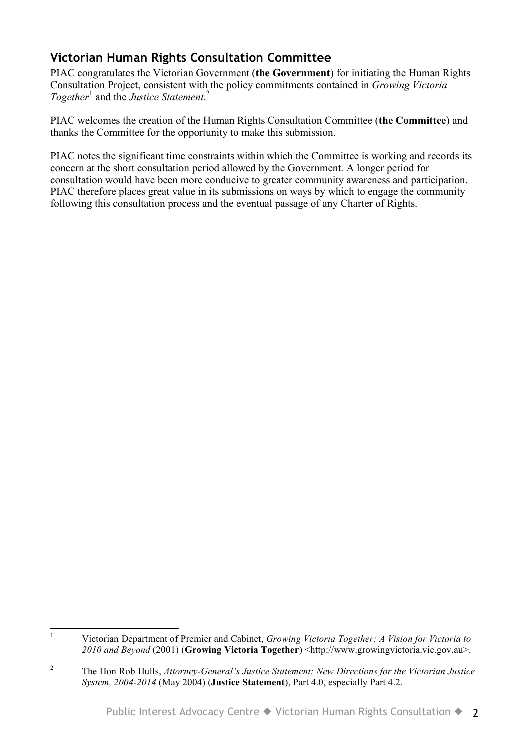## Victorian Human Rights Consultation Committee

PIAC congratulates the Victorian Government (**the Government**) for initiating the Human Rights Consultation Project, consistent with the policy commitments contained in *Growing Victoria Together*[1] and the *Justice Statement*.[2]

PIAC welcomes the creation of the Human Rights Consultation Committee (**the Committee**) and thanks the Committee for the opportunity to make this submission.

PIAC notes the significant time constraints within which the Committee is working and records its concern at the short consultation period allowed by the Government. A longer period for consultation would have been more conducive to greater community awareness and participation. PIAC therefore places great value in its submissions on ways by which to engage the community following this consultation process and the eventual passage of any Charter of Rights.

---

[1] Victorian Department of Premier and Cabinet, *Growing Victoria Together: A Vision for Victoria to 2010 and Beyond* (2001) (**Growing Victoria Together**) <http://www.growingvictoria.vic.gov.au>.

[2] The Hon Rob Hulls, *Attorney-General's Justice Statement: New Directions for the Victorian Justice System, 2004-2014* (May 2004) (**Justice Statement**), Part 4.0, especially Part 4.2.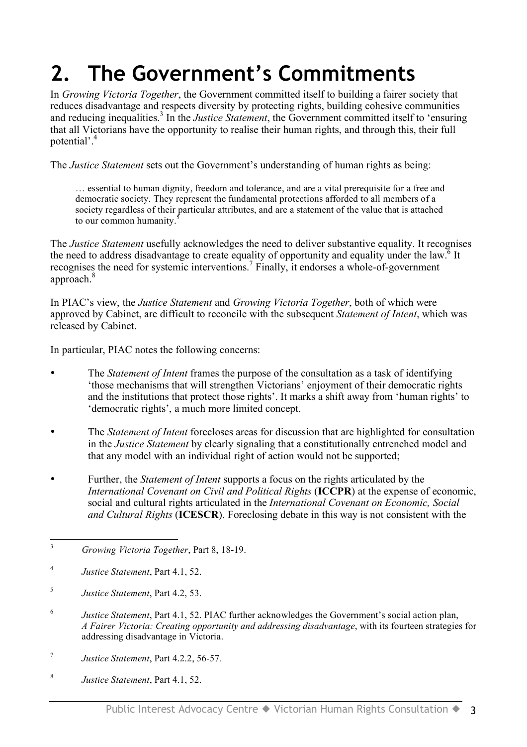# 2. The Government's Commitments

In *Growing Victoria Together*, the Government committed itself to building a fairer society that reduces disadvantage and respects diversity by protecting rights, building cohesive communities and reducing inequalities.[3] In the *Justice Statement*, the Government committed itself to 'ensuring that all Victorians have the opportunity to realise their human rights, and through this, their full potential'.[4]

The *Justice Statement* sets out the Government's understanding of human rights as being:

> … essential to human dignity, freedom and tolerance, and are a vital prerequisite for a free and democratic society. They represent the fundamental protections afforded to all members of a society regardless of their particular attributes, and are a statement of the value that is attached to our common humanity.[5]

The *Justice Statement* usefully acknowledges the need to deliver substantive equality. It recognises the need to address disadvantage to create equality of opportunity and equality under the law.[6] It recognises the need for systemic interventions.[7] Finally, it endorses a whole-of-government approach.[8]

In PIAC's view, the *Justice Statement* and *Growing Victoria Together*, both of which were approved by Cabinet, are difficult to reconcile with the subsequent *Statement of Intent*, which was released by Cabinet.

In particular, PIAC notes the following concerns:

- The *Statement of Intent* frames the purpose of the consultation as a task of identifying 'those mechanisms that will strengthen Victorians' enjoyment of their democratic rights and the institutions that protect those rights'. It marks a shift away from 'human rights' to 'democratic rights', a much more limited concept.
- The *Statement of Intent* forecloses areas for discussion that are highlighted for consultation in the *Justice Statement* by clearly signaling that a constitutionally entrenched model and that any model with an individual right of action would not be supported;
- Further, the *Statement of Intent* supports a focus on the rights articulated by the *International Covenant on Civil and Political Rights* (**ICCPR**) at the expense of economic, social and cultural rights articulated in the *International Covenant on Economic, Social and Cultural Rights* (**ICESCR**). Foreclosing debate in this way is not consistent with the

---

[3] *Growing Victoria Together*, Part 8, 18-19.

[4] *Justice Statement*, Part 4.1, 52.

[5] *Justice Statement*, Part 4.2, 53.

[6] *Justice Statement*, Part 4.1, 52. PIAC further acknowledges the Government's social action plan, *A Fairer Victoria: Creating opportunity and addressing disadvantage*, with its fourteen strategies for addressing disadvantage in Victoria.

[7] *Justice Statement*, Part 4.2.2, 56-57.

[8] *Justice Statement*, Part 4.1, 52.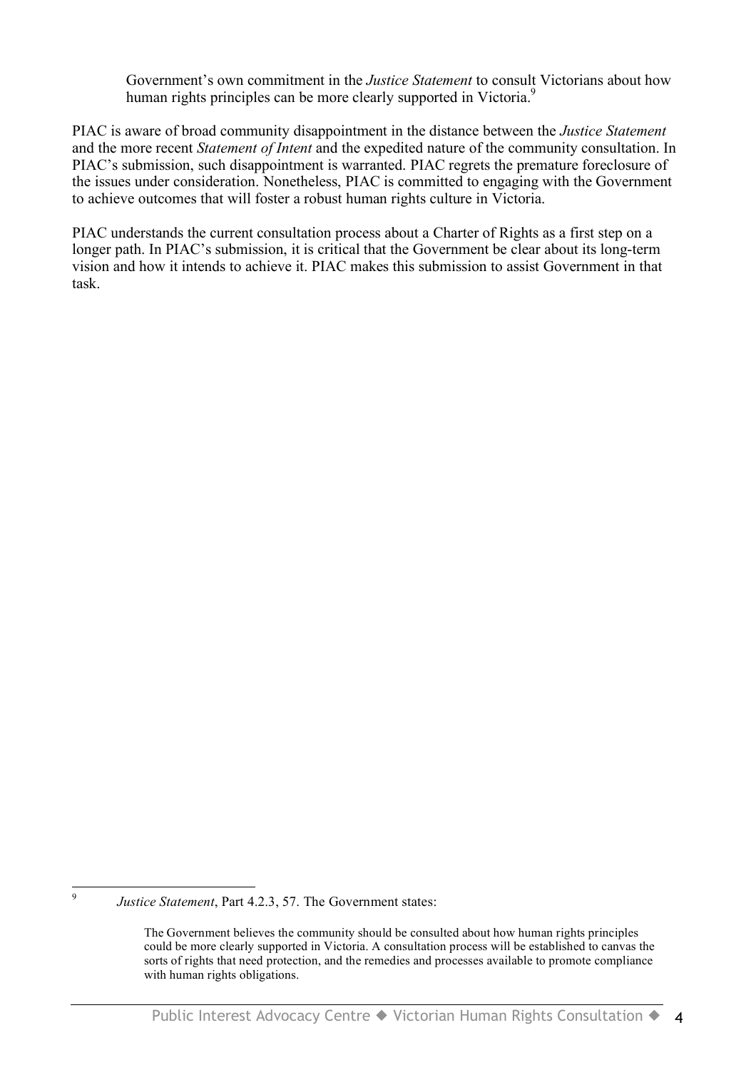Government's own commitment in the *Justice Statement* to consult Victorians about how human rights principles can be more clearly supported in Victoria.[9]

PIAC is aware of broad community disappointment in the distance between the *Justice Statement* and the more recent *Statement of Intent* and the expedited nature of the community consultation. In PIAC's submission, such disappointment is warranted. PIAC regrets the premature foreclosure of the issues under consideration. Nonetheless, PIAC is committed to engaging with the Government to achieve outcomes that will foster a robust human rights culture in Victoria.

PIAC understands the current consultation process about a Charter of Rights as a first step on a longer path. In PIAC's submission, it is critical that the Government be clear about its long-term vision and how it intends to achieve it. PIAC makes this submission to assist Government in that task.

---

[9] *Justice Statement*, Part 4.2.3, 57. The Government states:

> The Government believes the community should be consulted about how human rights principles could be more clearly supported in Victoria. A consultation process will be established to canvas the sorts of rights that need protection, and the remedies and processes available to promote compliance with human rights obligations.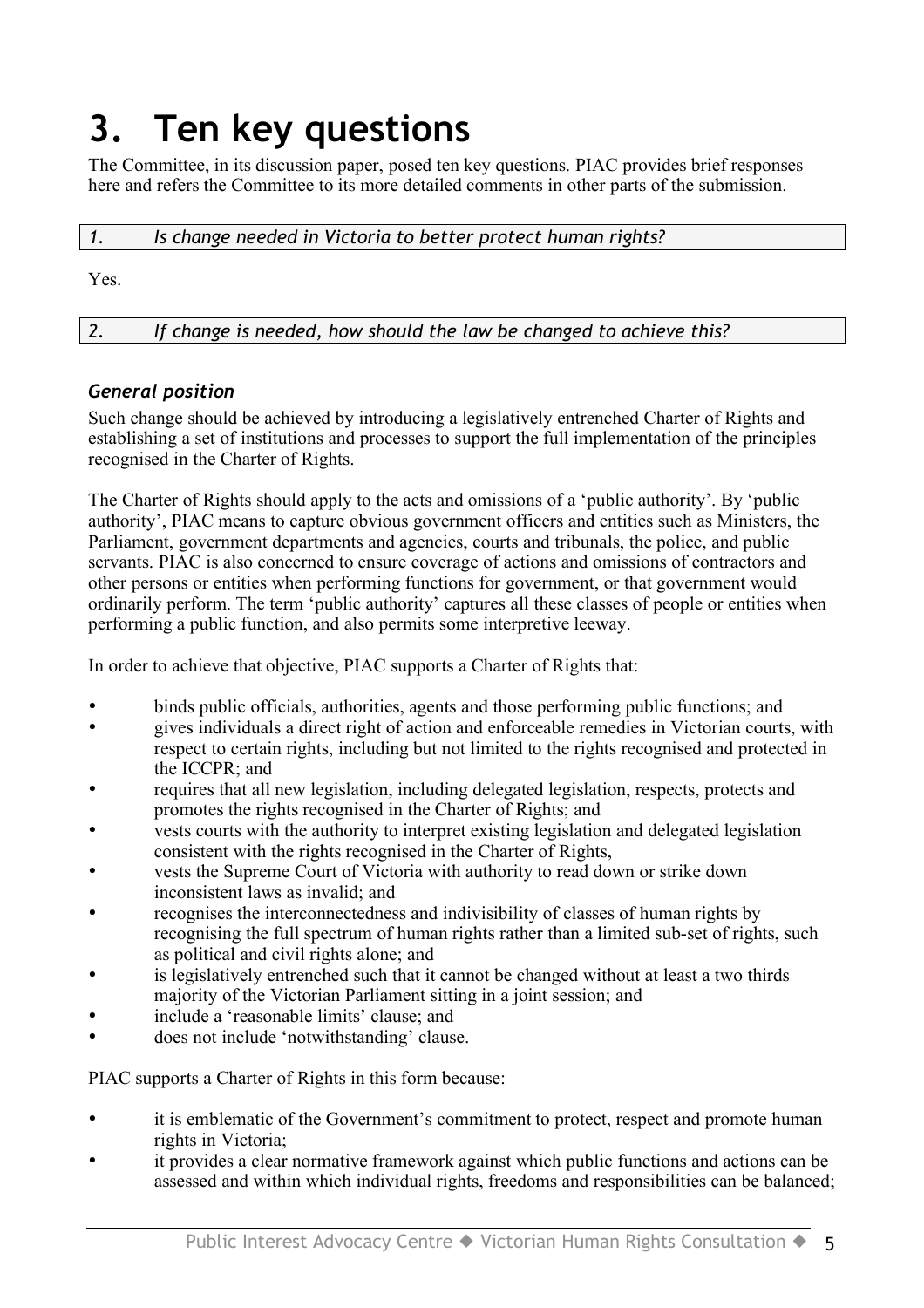# 3. Ten key questions

The Committee, in its discussion paper, posed ten key questions. PIAC provides brief responses here and refers the Committee to its more detailed comments in other parts of the submission.

*1. Is change needed in Victoria to better protect human rights?*

Yes.

*2. If change is needed, how should the law be changed to achieve this?*

### *General position*

Such change should be achieved by introducing a legislatively entrenched Charter of Rights and establishing a set of institutions and processes to support the full implementation of the principles recognised in the Charter of Rights.

The Charter of Rights should apply to the acts and omissions of a 'public authority'. By 'public authority', PIAC means to capture obvious government officers and entities such as Ministers, the Parliament, government departments and agencies, courts and tribunals, the police, and public servants. PIAC is also concerned to ensure coverage of actions and omissions of contractors and other persons or entities when performing functions for government, or that government would ordinarily perform. The term 'public authority' captures all these classes of people or entities when performing a public function, and also permits some interpretive leeway.

In order to achieve that objective, PIAC supports a Charter of Rights that:

- binds public officials, authorities, agents and those performing public functions; and
- gives individuals a direct right of action and enforceable remedies in Victorian courts, with respect to certain rights, including but not limited to the rights recognised and protected in the ICCPR; and
- requires that all new legislation, including delegated legislation, respects, protects and promotes the rights recognised in the Charter of Rights; and
- vests courts with the authority to interpret existing legislation and delegated legislation consistent with the rights recognised in the Charter of Rights,
- vests the Supreme Court of Victoria with authority to read down or strike down inconsistent laws as invalid; and
- recognises the interconnectedness and indivisibility of classes of human rights by recognising the full spectrum of human rights rather than a limited sub-set of rights, such as political and civil rights alone; and
- is legislatively entrenched such that it cannot be changed without at least a two thirds majority of the Victorian Parliament sitting in a joint session; and
- include a 'reasonable limits' clause; and
- does not include 'notwithstanding' clause.

PIAC supports a Charter of Rights in this form because:

- it is emblematic of the Government's commitment to protect, respect and promote human rights in Victoria;
- it provides a clear normative framework against which public functions and actions can be assessed and within which individual rights, freedoms and responsibilities can be balanced;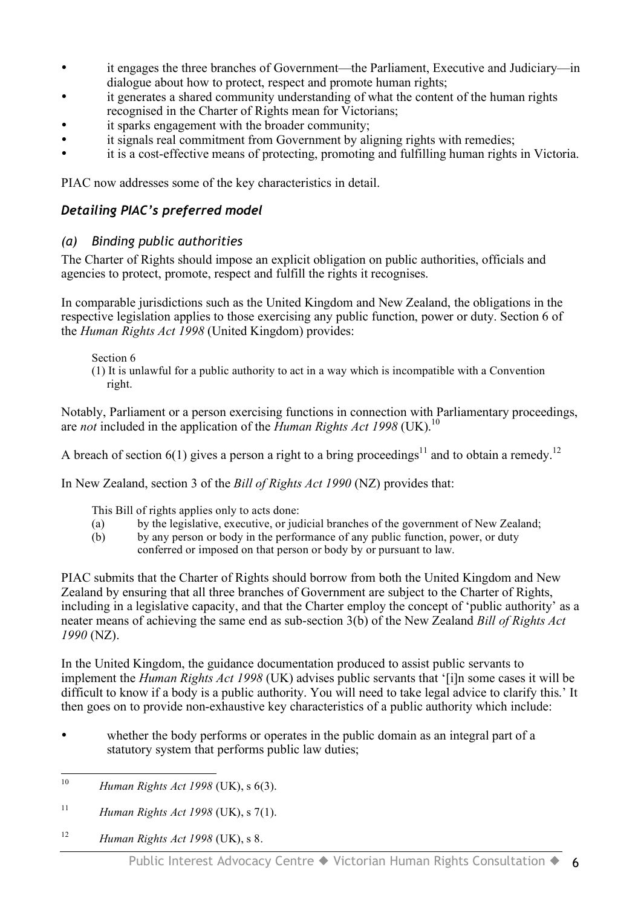- it engages the three branches of Government—the Parliament, Executive and Judiciary—in dialogue about how to protect, respect and promote human rights;
- it generates a shared community understanding of what the content of the human rights recognised in the Charter of Rights mean for Victorians;
- it sparks engagement with the broader community;
- it signals real commitment from Government by aligning rights with remedies;
- it is a cost-effective means of protecting, promoting and fulfilling human rights in Victoria.

PIAC now addresses some of the key characteristics in detail.

### *Detailing PIAC's preferred model*

#### *(a) Binding public authorities*

The Charter of Rights should impose an explicit obligation on public authorities, officials and agencies to protect, promote, respect and fulfill the rights it recognises.

In comparable jurisdictions such as the United Kingdom and New Zealand, the obligations in the respective legislation applies to those exercising any public function, power or duty. Section 6 of the *Human Rights Act 1998* (United Kingdom) provides:

> Section 6
>
> (1) It is unlawful for a public authority to act in a way which is incompatible with a Convention right.

Notably, Parliament or a person exercising functions in connection with Parliamentary proceedings, are *not* included in the application of the *Human Rights Act 1998* (UK).[10]

A breach of section 6(1) gives a person a right to a bring proceedings[11] and to obtain a remedy.[12]

In New Zealand, section 3 of the *Bill of Rights Act 1990* (NZ) provides that:

> This Bill of rights applies only to acts done:
>
> (a) by the legislative, executive, or judicial branches of the government of New Zealand;
>
> (b) by any person or body in the performance of any public function, power, or duty conferred or imposed on that person or body by or pursuant to law.

PIAC submits that the Charter of Rights should borrow from both the United Kingdom and New Zealand by ensuring that all three branches of Government are subject to the Charter of Rights, including in a legislative capacity, and that the Charter employ the concept of 'public authority' as a neater means of achieving the same end as sub-section 3(b) of the New Zealand *Bill of Rights Act 1990* (NZ).

In the United Kingdom, the guidance documentation produced to assist public servants to implement the *Human Rights Act 1998* (UK) advises public servants that '[i]n some cases it will be difficult to know if a body is a public authority. You will need to take legal advice to clarify this.' It then goes on to provide non-exhaustive key characteristics of a public authority which include:

- whether the body performs or operates in the public domain as an integral part of a statutory system that performs public law duties;

---

[10] *Human Rights Act 1998* (UK), s 6(3).

[11] *Human Rights Act 1998* (UK), s 7(1).

[12] *Human Rights Act 1998* (UK), s 8.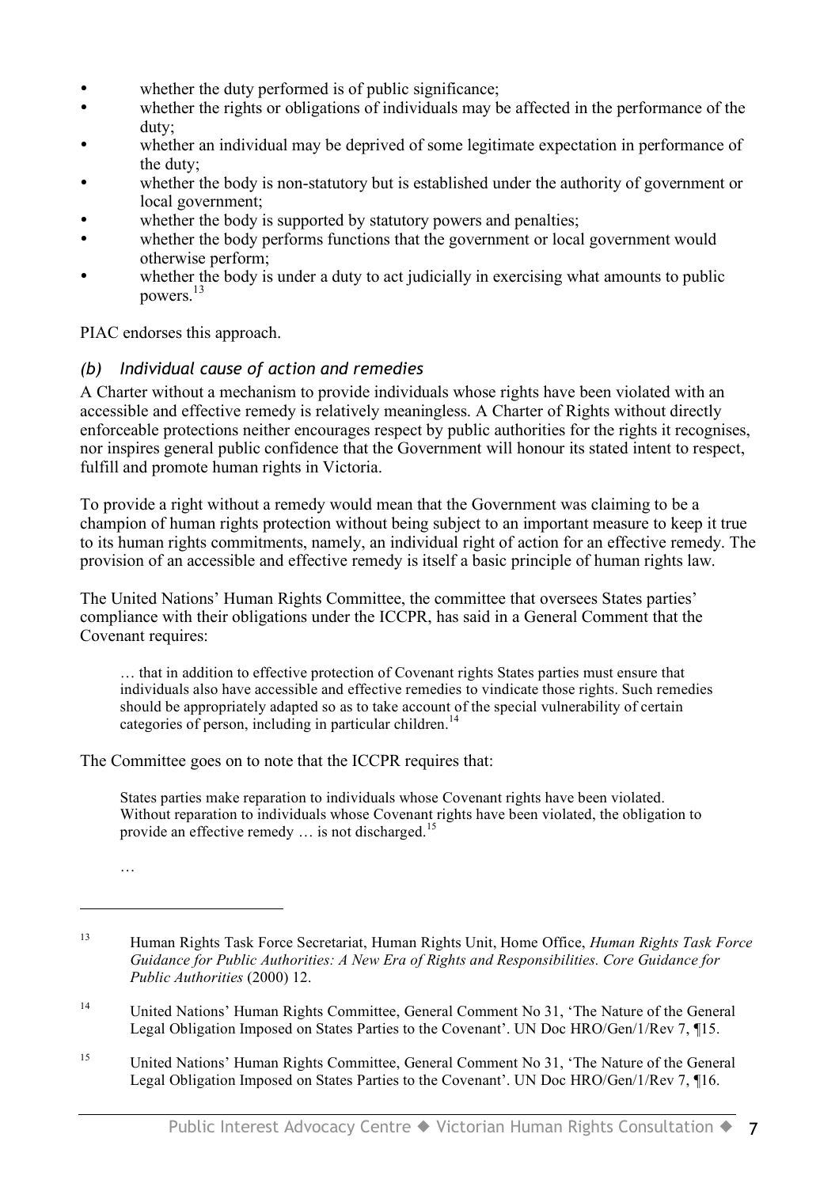- whether the duty performed is of public significance;
- whether the rights or obligations of individuals may be affected in the performance of the duty;
- whether an individual may be deprived of some legitimate expectation in performance of the duty;
- whether the body is non-statutory but is established under the authority of government or local government;
- whether the body is supported by statutory powers and penalties;
- whether the body performs functions that the government or local government would otherwise perform;
- whether the body is under a duty to act judicially in exercising what amounts to public powers.[13]

PIAC endorses this approach.

### *(b) Individual cause of action and remedies*

A Charter without a mechanism to provide individuals whose rights have been violated with an accessible and effective remedy is relatively meaningless. A Charter of Rights without directly enforceable protections neither encourages respect by public authorities for the rights it recognises, nor inspires general public confidence that the Government will honour its stated intent to respect, fulfill and promote human rights in Victoria.

To provide a right without a remedy would mean that the Government was claiming to be a champion of human rights protection without being subject to an important measure to keep it true to its human rights commitments, namely, an individual right of action for an effective remedy. The provision of an accessible and effective remedy is itself a basic principle of human rights law.

The United Nations' Human Rights Committee, the committee that oversees States parties' compliance with their obligations under the ICCPR, has said in a General Comment that the Covenant requires:

> … that in addition to effective protection of Covenant rights States parties must ensure that individuals also have accessible and effective remedies to vindicate those rights. Such remedies should be appropriately adapted so as to take account of the special vulnerability of certain categories of person, including in particular children.[14]

The Committee goes on to note that the ICCPR requires that:

> States parties make reparation to individuals whose Covenant rights have been violated. Without reparation to individuals whose Covenant rights have been violated, the obligation to provide an effective remedy … is not discharged.[15]
>
> …

---

[13] Human Rights Task Force Secretariat, Human Rights Unit, Home Office, *Human Rights Task Force Guidance for Public Authorities: A New Era of Rights and Responsibilities. Core Guidance for Public Authorities* (2000) 12.

[14] United Nations' Human Rights Committee, General Comment No 31, 'The Nature of the General Legal Obligation Imposed on States Parties to the Covenant'. UN Doc HRO/Gen/1/Rev 7, ¶15.

[15] United Nations' Human Rights Committee, General Comment No 31, 'The Nature of the General Legal Obligation Imposed on States Parties to the Covenant'. UN Doc HRO/Gen/1/Rev 7, ¶16.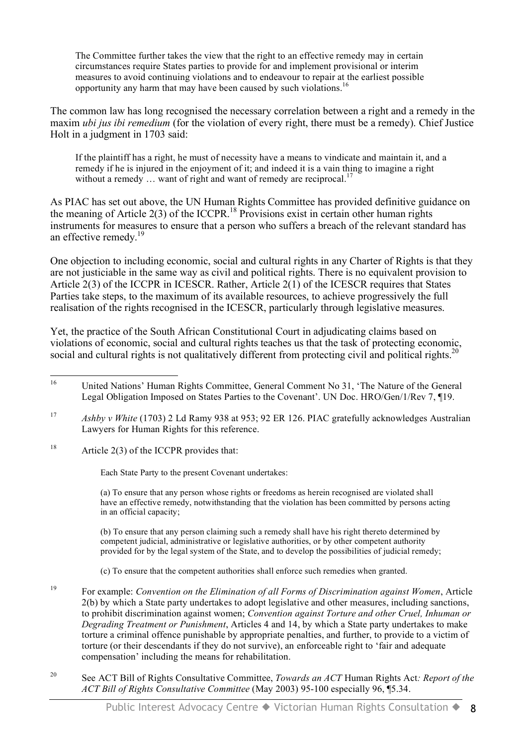> The Committee further takes the view that the right to an effective remedy may in certain circumstances require States parties to provide for and implement provisional or interim measures to avoid continuing violations and to endeavour to repair at the earliest possible opportunity any harm that may have been caused by such violations.[16]

The common law has long recognised the necessary correlation between a right and a remedy in the maxim *ubi jus ibi remedium* (for the violation of every right, there must be a remedy). Chief Justice Holt in a judgment in 1703 said:

> If the plaintiff has a right, he must of necessity have a means to vindicate and maintain it, and a remedy if he is injured in the enjoyment of it; and indeed it is a vain thing to imagine a right without a remedy … want of right and want of remedy are reciprocal.[17]

As PIAC has set out above, the UN Human Rights Committee has provided definitive guidance on the meaning of Article 2(3) of the ICCPR.[18] Provisions exist in certain other human rights instruments for measures to ensure that a person who suffers a breach of the relevant standard has an effective remedy.[19]

One objection to including economic, social and cultural rights in any Charter of Rights is that they are not justiciable in the same way as civil and political rights. There is no equivalent provision to Article 2(3) of the ICCPR in ICESCR. Rather, Article 2(1) of the ICESCR requires that States Parties take steps, to the maximum of its available resources, to achieve progressively the full realisation of the rights recognised in the ICESCR, particularly through legislative measures.

Yet, the practice of the South African Constitutional Court in adjudicating claims based on violations of economic, social and cultural rights teaches us that the task of protecting economic, social and cultural rights is not qualitatively different from protecting civil and political rights.[20]

---

[16] United Nations' Human Rights Committee, General Comment No 31, 'The Nature of the General Legal Obligation Imposed on States Parties to the Covenant'. UN Doc. HRO/Gen/1/Rev 7, ¶19.

[17] *Ashby v White* (1703) 2 Ld Ramy 938 at 953; 92 ER 126. PIAC gratefully acknowledges Australian Lawyers for Human Rights for this reference.

[18] Article 2(3) of the ICCPR provides that:

> Each State Party to the present Covenant undertakes:
>
> (a) To ensure that any person whose rights or freedoms as herein recognised are violated shall have an effective remedy, notwithstanding that the violation has been committed by persons acting in an official capacity;
>
> (b) To ensure that any person claiming such a remedy shall have his right thereto determined by competent judicial, administrative or legislative authorities, or by other competent authority provided for by the legal system of the State, and to develop the possibilities of judicial remedy;
>
> (c) To ensure that the competent authorities shall enforce such remedies when granted.

[19] For example: *Convention on the Elimination of all Forms of Discrimination against Women*, Article 2(b) by which a State party undertakes to adopt legislative and other measures, including sanctions, to prohibit discrimination against women; *Convention against Torture and other Cruel, Inhuman or Degrading Treatment or Punishment*, Articles 4 and 14, by which a State party undertakes to make torture a criminal offence punishable by appropriate penalties, and further, to provide to a victim of torture (or their descendants if they do not survive), an enforceable right to 'fair and adequate compensation' including the means for rehabilitation.

[20] See ACT Bill of Rights Consultative Committee, *Towards an ACT* Human Rights Act*: Report of the ACT Bill of Rights Consultative Committee* (May 2003) 95-100 especially 96, ¶5.34.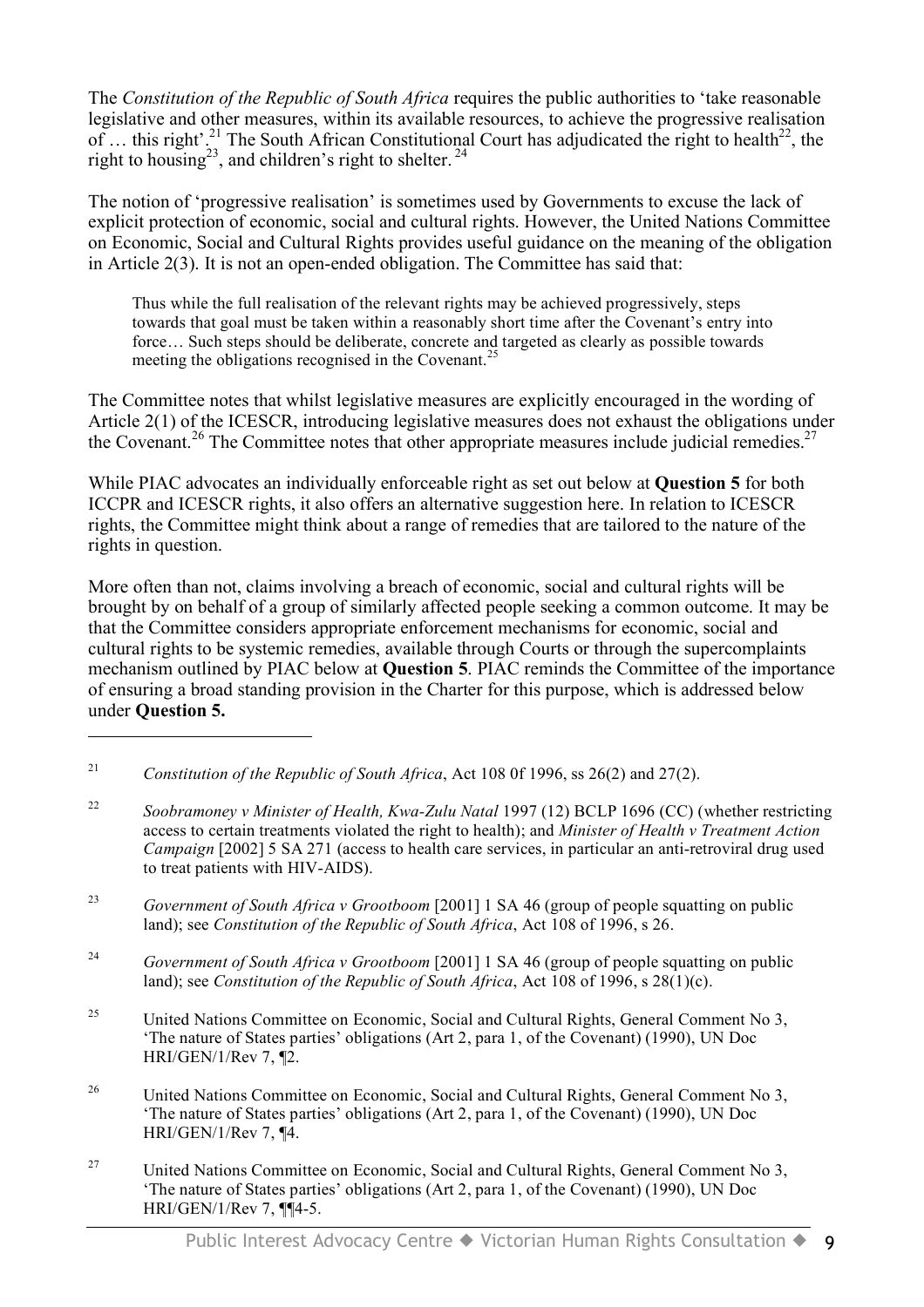The *Constitution of the Republic of South Africa* requires the public authorities to 'take reasonable legislative and other measures, within its available resources, to achieve the progressive realisation of … this right'.[21] The South African Constitutional Court has adjudicated the right to health[22], the right to housing[23], and children's right to shelter.[24]

The notion of 'progressive realisation' is sometimes used by Governments to excuse the lack of explicit protection of economic, social and cultural rights. However, the United Nations Committee on Economic, Social and Cultural Rights provides useful guidance on the meaning of the obligation in Article 2(3). It is not an open-ended obligation. The Committee has said that:

> Thus while the full realisation of the relevant rights may be achieved progressively, steps towards that goal must be taken within a reasonably short time after the Covenant's entry into force… Such steps should be deliberate, concrete and targeted as clearly as possible towards meeting the obligations recognised in the Covenant.[25]

The Committee notes that whilst legislative measures are explicitly encouraged in the wording of Article 2(1) of the ICESCR, introducing legislative measures does not exhaust the obligations under the Covenant.[26] The Committee notes that other appropriate measures include judicial remedies.[27]

While PIAC advocates an individually enforceable right as set out below at **Question 5** for both ICCPR and ICESCR rights, it also offers an alternative suggestion here. In relation to ICESCR rights, the Committee might think about a range of remedies that are tailored to the nature of the rights in question.

More often than not, claims involving a breach of economic, social and cultural rights will be brought by on behalf of a group of similarly affected people seeking a common outcome. It may be that the Committee considers appropriate enforcement mechanisms for economic, social and cultural rights to be systemic remedies, available through Courts or through the supercomplaints mechanism outlined by PIAC below at **Question 5**. PIAC reminds the Committee of the importance of ensuring a broad standing provision in the Charter for this purpose, which is addressed below under **Question 5.**

---

[21] *Constitution of the Republic of South Africa*, Act 108 0f 1996, ss 26(2) and 27(2).

[22] *Soobramoney v Minister of Health, Kwa-Zulu Natal* 1997 (12) BCLP 1696 (CC) (whether restricting access to certain treatments violated the right to health); and *Minister of Health v Treatment Action Campaign* [2002] 5 SA 271 (access to health care services, in particular an anti-retroviral drug used to treat patients with HIV-AIDS).

[23] *Government of South Africa v Grootboom* [2001] 1 SA 46 (group of people squatting on public land); see *Constitution of the Republic of South Africa*, Act 108 of 1996, s 26.

[24] *Government of South Africa v Grootboom* [2001] 1 SA 46 (group of people squatting on public land); see *Constitution of the Republic of South Africa*, Act 108 of 1996, s 28(1)(c).

[25] United Nations Committee on Economic, Social and Cultural Rights, General Comment No 3, 'The nature of States parties' obligations (Art 2, para 1, of the Covenant) (1990), UN Doc HRI/GEN/1/Rev 7, ¶2.

[26] United Nations Committee on Economic, Social and Cultural Rights, General Comment No 3, 'The nature of States parties' obligations (Art 2, para 1, of the Covenant) (1990), UN Doc HRI/GEN/1/Rev 7, ¶4.

[27] United Nations Committee on Economic, Social and Cultural Rights, General Comment No 3, 'The nature of States parties' obligations (Art 2, para 1, of the Covenant) (1990), UN Doc HRI/GEN/1/Rev 7, ¶¶4-5.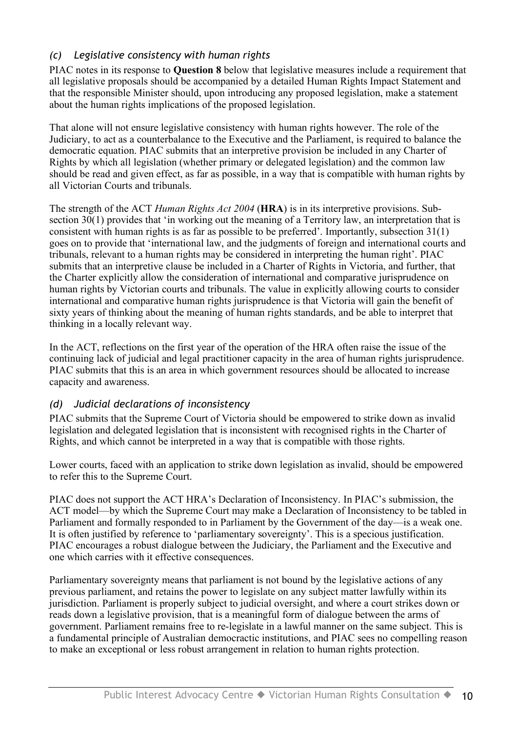### *(c) Legislative consistency with human rights*

PIAC notes in its response to **Question 8** below that legislative measures include a requirement that all legislative proposals should be accompanied by a detailed Human Rights Impact Statement and that the responsible Minister should, upon introducing any proposed legislation, make a statement about the human rights implications of the proposed legislation.

That alone will not ensure legislative consistency with human rights however. The role of the Judiciary, to act as a counterbalance to the Executive and the Parliament, is required to balance the democratic equation. PIAC submits that an interpretive provision be included in any Charter of Rights by which all legislation (whether primary or delegated legislation) and the common law should be read and given effect, as far as possible, in a way that is compatible with human rights by all Victorian Courts and tribunals.

The strength of the ACT *Human Rights Act 2004* (**HRA**) is in its interpretive provisions. Sub-section 30(1) provides that 'in working out the meaning of a Territory law, an interpretation that is consistent with human rights is as far as possible to be preferred'. Importantly, subsection 31(1) goes on to provide that 'international law, and the judgments of foreign and international courts and tribunals, relevant to a human rights may be considered in interpreting the human right'. PIAC submits that an interpretive clause be included in a Charter of Rights in Victoria, and further, that the Charter explicitly allow the consideration of international and comparative jurisprudence on human rights by Victorian courts and tribunals. The value in explicitly allowing courts to consider international and comparative human rights jurisprudence is that Victoria will gain the benefit of sixty years of thinking about the meaning of human rights standards, and be able to interpret that thinking in a locally relevant way.

In the ACT, reflections on the first year of the operation of the HRA often raise the issue of the continuing lack of judicial and legal practitioner capacity in the area of human rights jurisprudence. PIAC submits that this is an area in which government resources should be allocated to increase capacity and awareness.

### *(d) Judicial declarations of inconsistency*

PIAC submits that the Supreme Court of Victoria should be empowered to strike down as invalid legislation and delegated legislation that is inconsistent with recognised rights in the Charter of Rights, and which cannot be interpreted in a way that is compatible with those rights.

Lower courts, faced with an application to strike down legislation as invalid, should be empowered to refer this to the Supreme Court.

PIAC does not support the ACT HRA's Declaration of Inconsistency. In PIAC's submission, the ACT model—by which the Supreme Court may make a Declaration of Inconsistency to be tabled in Parliament and formally responded to in Parliament by the Government of the day—is a weak one. It is often justified by reference to 'parliamentary sovereignty'. This is a specious justification. PIAC encourages a robust dialogue between the Judiciary, the Parliament and the Executive and one which carries with it effective consequences.

Parliamentary sovereignty means that parliament is not bound by the legislative actions of any previous parliament, and retains the power to legislate on any subject matter lawfully within its jurisdiction. Parliament is properly subject to judicial oversight, and where a court strikes down or reads down a legislative provision, that is a meaningful form of dialogue between the arms of government. Parliament remains free to re-legislate in a lawful manner on the same subject. This is a fundamental principle of Australian democractic institutions, and PIAC sees no compelling reason to make an exceptional or less robust arrangement in relation to human rights protection.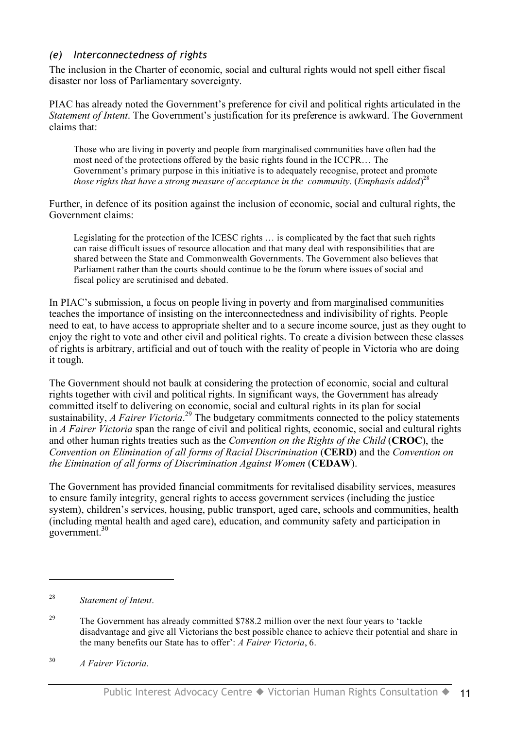### *(e) Interconnectedness of rights*

The inclusion in the Charter of economic, social and cultural rights would not spell either fiscal disaster nor loss of Parliamentary sovereignty.

PIAC has already noted the Government's preference for civil and political rights articulated in the *Statement of Intent*. The Government's justification for its preference is awkward. The Government claims that:

> Those who are living in poverty and people from marginalised communities have often had the most need of the protections offered by the basic rights found in the ICCPR… The Government's primary purpose in this initiative is to adequately recognise, protect and promote *those rights that have a strong measure of acceptance in the community*. (*Emphasis added*)[28]

Further, in defence of its position against the inclusion of economic, social and cultural rights, the Government claims:

> Legislating for the protection of the ICESC rights … is complicated by the fact that such rights can raise difficult issues of resource allocation and that many deal with responsibilities that are shared between the State and Commonwealth Governments. The Government also believes that Parliament rather than the courts should continue to be the forum where issues of social and fiscal policy are scrutinised and debated.

In PIAC's submission, a focus on people living in poverty and from marginalised communities teaches the importance of insisting on the interconnectedness and indivisibility of rights. People need to eat, to have access to appropriate shelter and to a secure income source, just as they ought to enjoy the right to vote and other civil and political rights. To create a division between these classes of rights is arbitrary, artificial and out of touch with the reality of people in Victoria who are doing it tough.

The Government should not baulk at considering the protection of economic, social and cultural rights together with civil and political rights. In significant ways, the Government has already committed itself to delivering on economic, social and cultural rights in its plan for social sustainability, *A Fairer Victoria*.[29] The budgetary commitments connected to the policy statements in *A Fairer Victoria* span the range of civil and political rights, economic, social and cultural rights and other human rights treaties such as the *Convention on the Rights of the Child* (**CROC**), the *Convention on Elimination of all forms of Racial Discrimination* (**CERD**) and the *Convention on the Eimination of all forms of Discrimination Against Women* (**CEDAW**).

The Government has provided financial commitments for revitalised disability services, measures to ensure family integrity, general rights to access government services (including the justice system), children's services, housing, public transport, aged care, schools and communities, health (including mental health and aged care), education, and community safety and participation in government.[30]

---

[28] *Statement of Intent*.

[29] The Government has already committed \$788.2 million over the next four years to 'tackle disadvantage and give all Victorians the best possible chance to achieve their potential and share in the many benefits our State has to offer': *A Fairer Victoria*, 6.

[30] *A Fairer Victoria*.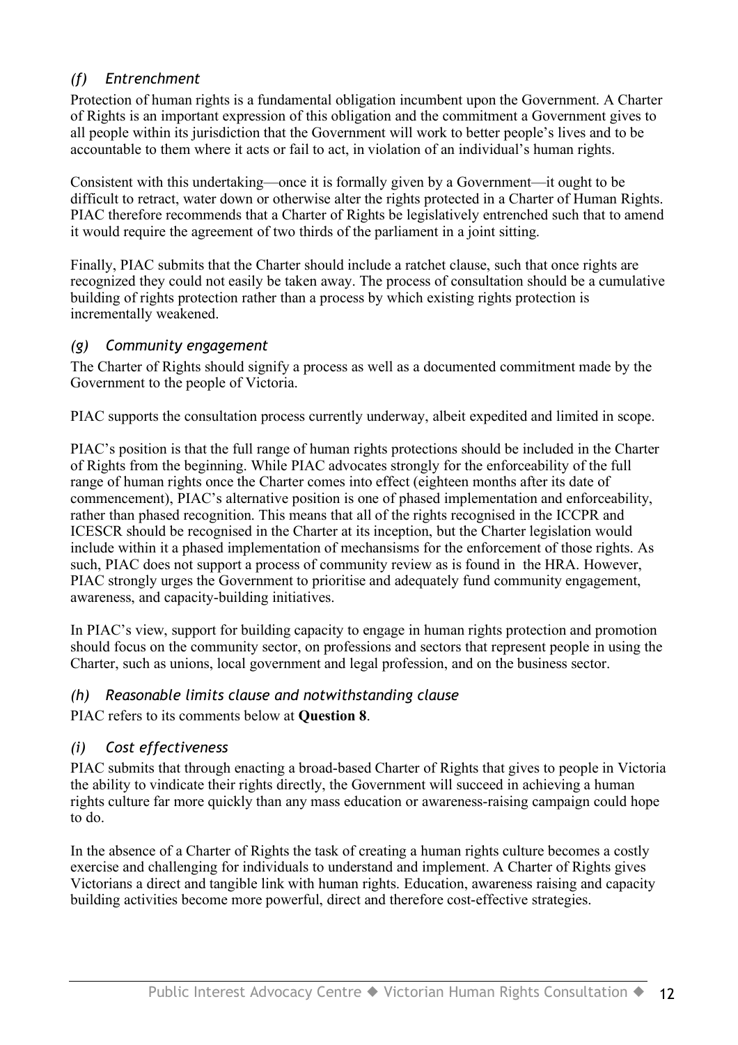### *(f) Entrenchment*

Protection of human rights is a fundamental obligation incumbent upon the Government. A Charter of Rights is an important expression of this obligation and the commitment a Government gives to all people within its jurisdiction that the Government will work to better people's lives and to be accountable to them where it acts or fail to act, in violation of an individual's human rights.

Consistent with this undertaking—once it is formally given by a Government—it ought to be difficult to retract, water down or otherwise alter the rights protected in a Charter of Human Rights. PIAC therefore recommends that a Charter of Rights be legislatively entrenched such that to amend it would require the agreement of two thirds of the parliament in a joint sitting.

Finally, PIAC submits that the Charter should include a ratchet clause, such that once rights are recognized they could not easily be taken away. The process of consultation should be a cumulative building of rights protection rather than a process by which existing rights protection is incrementally weakened.

### *(g) Community engagement*

The Charter of Rights should signify a process as well as a documented commitment made by the Government to the people of Victoria.

PIAC supports the consultation process currently underway, albeit expedited and limited in scope.

PIAC's position is that the full range of human rights protections should be included in the Charter of Rights from the beginning. While PIAC advocates strongly for the enforceability of the full range of human rights once the Charter comes into effect (eighteen months after its date of commencement), PIAC's alternative position is one of phased implementation and enforceability, rather than phased recognition. This means that all of the rights recognised in the ICCPR and ICESCR should be recognised in the Charter at its inception, but the Charter legislation would include within it a phased implementation of mechansisms for the enforcement of those rights. As such, PIAC does not support a process of community review as is found in the HRA. However, PIAC strongly urges the Government to prioritise and adequately fund community engagement, awareness, and capacity-building initiatives.

In PIAC's view, support for building capacity to engage in human rights protection and promotion should focus on the community sector, on professions and sectors that represent people in using the Charter, such as unions, local government and legal profession, and on the business sector.

### *(h) Reasonable limits clause and notwithstanding clause*

PIAC refers to its comments below at **Question 8**.

### *(i) Cost effectiveness*

PIAC submits that through enacting a broad-based Charter of Rights that gives to people in Victoria the ability to vindicate their rights directly, the Government will succeed in achieving a human rights culture far more quickly than any mass education or awareness-raising campaign could hope to do.

In the absence of a Charter of Rights the task of creating a human rights culture becomes a costly exercise and challenging for individuals to understand and implement. A Charter of Rights gives Victorians a direct and tangible link with human rights. Education, awareness raising and capacity building activities become more powerful, direct and therefore cost-effective strategies.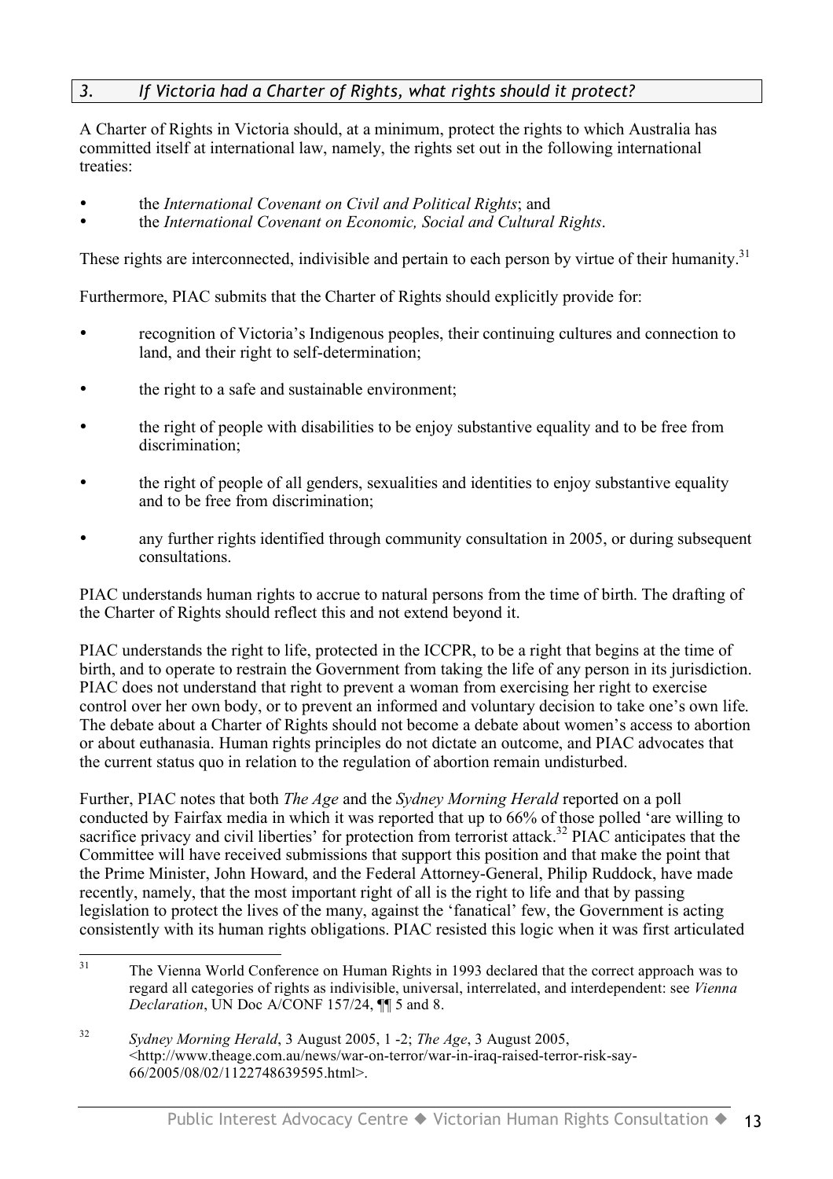### *3. If Victoria had a Charter of Rights, what rights should it protect?*

A Charter of Rights in Victoria should, at a minimum, protect the rights to which Australia has committed itself at international law, namely, the rights set out in the following international treaties:

- the *International Covenant on Civil and Political Rights*; and
- the *International Covenant on Economic, Social and Cultural Rights*.

These rights are interconnected, indivisible and pertain to each person by virtue of their humanity.[31]

Furthermore, PIAC submits that the Charter of Rights should explicitly provide for:

- recognition of Victoria's Indigenous peoples, their continuing cultures and connection to land, and their right to self-determination;
- the right to a safe and sustainable environment;
- the right of people with disabilities to be enjoy substantive equality and to be free from discrimination;
- the right of people of all genders, sexualities and identities to enjoy substantive equality and to be free from discrimination;
- any further rights identified through community consultation in 2005, or during subsequent consultations.

PIAC understands human rights to accrue to natural persons from the time of birth. The drafting of the Charter of Rights should reflect this and not extend beyond it.

PIAC understands the right to life, protected in the ICCPR, to be a right that begins at the time of birth, and to operate to restrain the Government from taking the life of any person in its jurisdiction. PIAC does not understand that right to prevent a woman from exercising her right to exercise control over her own body, or to prevent an informed and voluntary decision to take one's own life. The debate about a Charter of Rights should not become a debate about women's access to abortion or about euthanasia. Human rights principles do not dictate an outcome, and PIAC advocates that the current status quo in relation to the regulation of abortion remain undisturbed.

Further, PIAC notes that both *The Age* and the *Sydney Morning Herald* reported on a poll conducted by Fairfax media in which it was reported that up to 66% of those polled 'are willing to sacrifice privacy and civil liberties' for protection from terrorist attack.[32] PIAC anticipates that the Committee will have received submissions that support this position and that make the point that the Prime Minister, John Howard, and the Federal Attorney-General, Philip Ruddock, have made recently, namely, that the most important right of all is the right to life and that by passing legislation to protect the lives of the many, against the 'fanatical' few, the Government is acting consistently with its human rights obligations. PIAC resisted this logic when it was first articulated

---

[31] The Vienna World Conference on Human Rights in 1993 declared that the correct approach was to regard all categories of rights as indivisible, universal, interrelated, and interdependent: see *Vienna Declaration*, UN Doc A/CONF 157/24, ¶¶ 5 and 8.

[32] *Sydney Morning Herald*, 3 August 2005, 1 -2; *The Age*, 3 August 2005, <http://www.theage.com.au/news/war-on-terror/war-in-iraq-raised-terror-risk-say-66/2005/08/02/1122748639595.html>.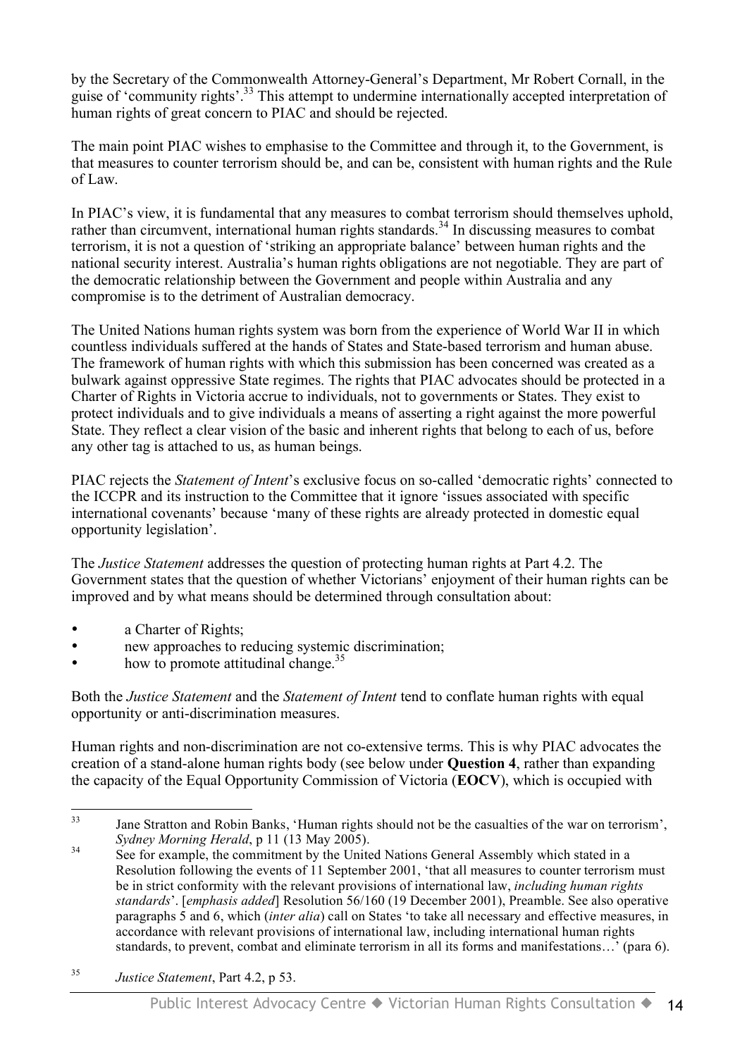by the Secretary of the Commonwealth Attorney-General's Department, Mr Robert Cornall, in the guise of 'community rights'.[33] This attempt to undermine internationally accepted interpretation of human rights of great concern to PIAC and should be rejected.

The main point PIAC wishes to emphasise to the Committee and through it, to the Government, is that measures to counter terrorism should be, and can be, consistent with human rights and the Rule of Law.

In PIAC's view, it is fundamental that any measures to combat terrorism should themselves uphold, rather than circumvent, international human rights standards.[34] In discussing measures to combat terrorism, it is not a question of 'striking an appropriate balance' between human rights and the national security interest. Australia's human rights obligations are not negotiable. They are part of the democratic relationship between the Government and people within Australia and any compromise is to the detriment of Australian democracy.

The United Nations human rights system was born from the experience of World War II in which countless individuals suffered at the hands of States and State-based terrorism and human abuse. The framework of human rights with which this submission has been concerned was created as a bulwark against oppressive State regimes. The rights that PIAC advocates should be protected in a Charter of Rights in Victoria accrue to individuals, not to governments or States. They exist to protect individuals and to give individuals a means of asserting a right against the more powerful State. They reflect a clear vision of the basic and inherent rights that belong to each of us, before any other tag is attached to us, as human beings.

PIAC rejects the *Statement of Intent*'s exclusive focus on so-called 'democratic rights' connected to the ICCPR and its instruction to the Committee that it ignore 'issues associated with specific international covenants' because 'many of these rights are already protected in domestic equal opportunity legislation'.

The *Justice Statement* addresses the question of protecting human rights at Part 4.2. The Government states that the question of whether Victorians' enjoyment of their human rights can be improved and by what means should be determined through consultation about:

- a Charter of Rights;
- new approaches to reducing systemic discrimination;
- how to promote attitudinal change.[35]

Both the *Justice Statement* and the *Statement of Intent* tend to conflate human rights with equal opportunity or anti-discrimination measures.

Human rights and non-discrimination are not co-extensive terms. This is why PIAC advocates the creation of a stand-alone human rights body (see below under **Question 4**, rather than expanding the capacity of the Equal Opportunity Commission of Victoria (**EOCV**), which is occupied with

---

[33] Jane Stratton and Robin Banks, 'Human rights should not be the casualties of the war on terrorism', *Sydney Morning Herald*, p 11 (13 May 2005).

[34] See for example, the commitment by the United Nations General Assembly which stated in a Resolution following the events of 11 September 2001, 'that all measures to counter terrorism must be in strict conformity with the relevant provisions of international law, *including human rights standards*'. [*emphasis added*] Resolution 56/160 (19 December 2001), Preamble. See also operative paragraphs 5 and 6, which (*inter alia*) call on States 'to take all necessary and effective measures, in accordance with relevant provisions of international law, including international human rights standards, to prevent, combat and eliminate terrorism in all its forms and manifestations…' (para 6).

[35] *Justice Statement*, Part 4.2, p 53.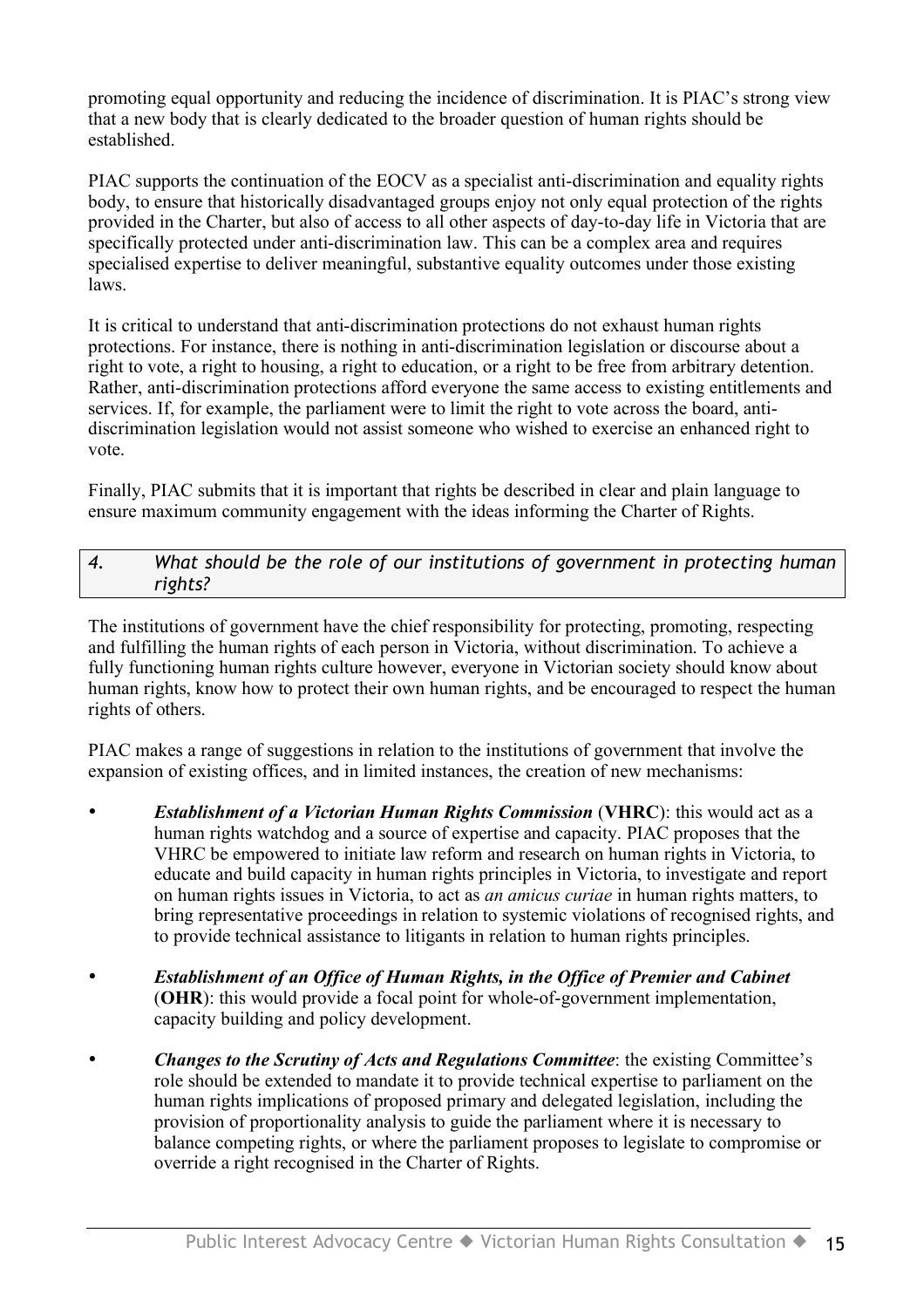promoting equal opportunity and reducing the incidence of discrimination. It is PIAC's strong view that a new body that is clearly dedicated to the broader question of human rights should be established.

PIAC supports the continuation of the EOCV as a specialist anti-discrimination and equality rights body, to ensure that historically disadvantaged groups enjoy not only equal protection of the rights provided in the Charter, but also of access to all other aspects of day-to-day life in Victoria that are specifically protected under anti-discrimination law. This can be a complex area and requires specialised expertise to deliver meaningful, substantive equality outcomes under those existing laws.

It is critical to understand that anti-discrimination protections do not exhaust human rights protections. For instance, there is nothing in anti-discrimination legislation or discourse about a right to vote, a right to housing, a right to education, or a right to be free from arbitrary detention. Rather, anti-discrimination protections afford everyone the same access to existing entitlements and services. If, for example, the parliament were to limit the right to vote across the board, anti-discrimination legislation would not assist someone who wished to exercise an enhanced right to vote.

Finally, PIAC submits that it is important that rights be described in clear and plain language to ensure maximum community engagement with the ideas informing the Charter of Rights.

### *4. What should be the role of our institutions of government in protecting human rights?*

The institutions of government have the chief responsibility for protecting, promoting, respecting and fulfilling the human rights of each person in Victoria, without discrimination. To achieve a fully functioning human rights culture however, everyone in Victorian society should know about human rights, know how to protect their own human rights, and be encouraged to respect the human rights of others.

PIAC makes a range of suggestions in relation to the institutions of government that involve the expansion of existing offices, and in limited instances, the creation of new mechanisms:

- ***Establishment of a Victorian Human Rights Commission*** (**VHRC**): this would act as a human rights watchdog and a source of expertise and capacity. PIAC proposes that the VHRC be empowered to initiate law reform and research on human rights in Victoria, to educate and build capacity in human rights principles in Victoria, to investigate and report on human rights issues in Victoria, to act as *an amicus curiae* in human rights matters, to bring representative proceedings in relation to systemic violations of recognised rights, and to provide technical assistance to litigants in relation to human rights principles.

- ***Establishment of an Office of Human Rights, in the Office of Premier and Cabinet*** (**OHR**): this would provide a focal point for whole-of-government implementation, capacity building and policy development.

- ***Changes to the Scrutiny of Acts and Regulations Committee***: the existing Committee's role should be extended to mandate it to provide technical expertise to parliament on the human rights implications of proposed primary and delegated legislation, including the provision of proportionality analysis to guide the parliament where it is necessary to balance competing rights, or where the parliament proposes to legislate to compromise or override a right recognised in the Charter of Rights.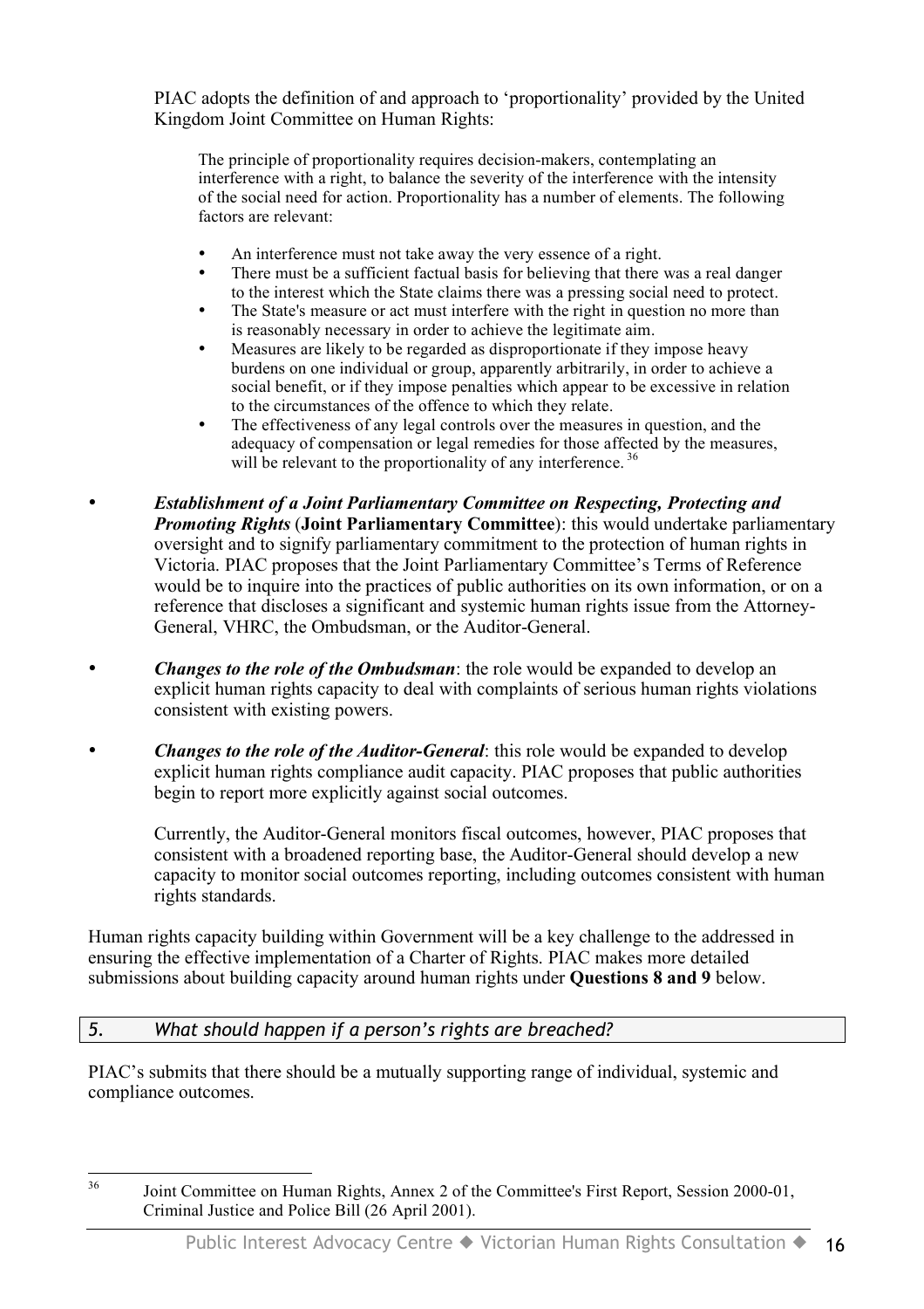PIAC adopts the definition of and approach to 'proportionality' provided by the United Kingdom Joint Committee on Human Rights:

> The principle of proportionality requires decision-makers, contemplating an interference with a right, to balance the severity of the interference with the intensity of the social need for action. Proportionality has a number of elements. The following factors are relevant:
>
> - An interference must not take away the very essence of a right.
> - There must be a sufficient factual basis for believing that there was a real danger to the interest which the State claims there was a pressing social need to protect.
> - The State's measure or act must interfere with the right in question no more than is reasonably necessary in order to achieve the legitimate aim.
> - Measures are likely to be regarded as disproportionate if they impose heavy burdens on one individual or group, apparently arbitrarily, in order to achieve a social benefit, or if they impose penalties which appear to be excessive in relation to the circumstances of the offence to which they relate.
> - The effectiveness of any legal controls over the measures in question, and the adequacy of compensation or legal remedies for those affected by the measures, will be relevant to the proportionality of any interference. [36]

- ***Establishment of a Joint Parliamentary Committee on Respecting, Protecting and Promoting Rights*** (**Joint Parliamentary Committee**): this would undertake parliamentary oversight and to signify parliamentary commitment to the protection of human rights in Victoria. PIAC proposes that the Joint Parliamentary Committee's Terms of Reference would be to inquire into the practices of public authorities on its own information, or on a reference that discloses a significant and systemic human rights issue from the Attorney-General, VHRC, the Ombudsman, or the Auditor-General.

- ***Changes to the role of the Ombudsman***: the role would be expanded to develop an explicit human rights capacity to deal with complaints of serious human rights violations consistent with existing powers.

- ***Changes to the role of the Auditor-General***: this role would be expanded to develop explicit human rights compliance audit capacity. PIAC proposes that public authorities begin to report more explicitly against social outcomes.

  Currently, the Auditor-General monitors fiscal outcomes, however, PIAC proposes that consistent with a broadened reporting base, the Auditor-General should develop a new capacity to monitor social outcomes reporting, including outcomes consistent with human rights standards.

Human rights capacity building within Government will be a key challenge to the addressed in ensuring the effective implementation of a Charter of Rights. PIAC makes more detailed submissions about building capacity around human rights under **Questions 8 and 9** below.

## *5. What should happen if a person's rights are breached?*

PIAC's submits that there should be a mutually supporting range of individual, systemic and compliance outcomes.

---

[36] Joint Committee on Human Rights, Annex 2 of the Committee's First Report, Session 2000-01, Criminal Justice and Police Bill (26 April 2001).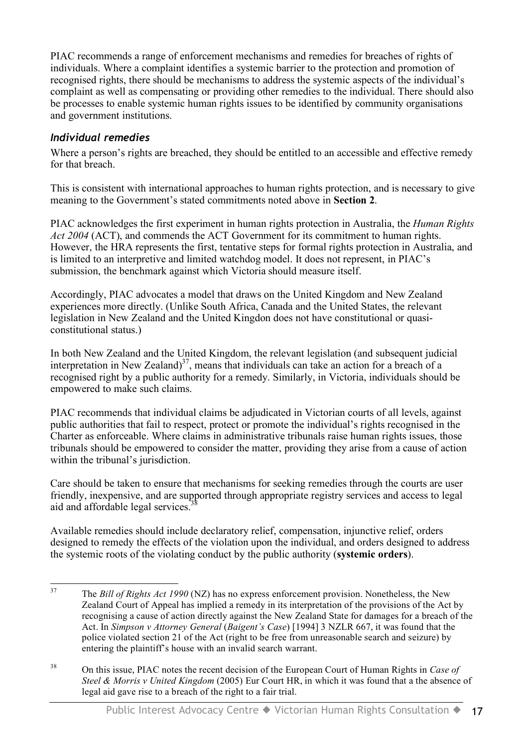PIAC recommends a range of enforcement mechanisms and remedies for breaches of rights of individuals. Where a complaint identifies a systemic barrier to the protection and promotion of recognised rights, there should be mechanisms to address the systemic aspects of the individual's complaint as well as compensating or providing other remedies to the individual. There should also be processes to enable systemic human rights issues to be identified by community organisations and government institutions.

### *Individual remedies*

Where a person's rights are breached, they should be entitled to an accessible and effective remedy for that breach.

This is consistent with international approaches to human rights protection, and is necessary to give meaning to the Government's stated commitments noted above in **Section 2**.

PIAC acknowledges the first experiment in human rights protection in Australia, the *Human Rights Act 2004* (ACT), and commends the ACT Government for its commitment to human rights. However, the HRA represents the first, tentative steps for formal rights protection in Australia, and is limited to an interpretive and limited watchdog model. It does not represent, in PIAC's submission, the benchmark against which Victoria should measure itself.

Accordingly, PIAC advocates a model that draws on the United Kingdom and New Zealand experiences more directly. (Unlike South Africa, Canada and the United States, the relevant legislation in New Zealand and the United Kingdon does not have constitutional or quasi-constitutional status.)

In both New Zealand and the United Kingdom, the relevant legislation (and subsequent judicial interpretation in New Zealand)[37], means that individuals can take an action for a breach of a recognised right by a public authority for a remedy. Similarly, in Victoria, individuals should be empowered to make such claims.

PIAC recommends that individual claims be adjudicated in Victorian courts of all levels, against public authorities that fail to respect, protect or promote the individual's rights recognised in the Charter as enforceable. Where claims in administrative tribunals raise human rights issues, those tribunals should be empowered to consider the matter, providing they arise from a cause of action within the tribunal's jurisdiction.

Care should be taken to ensure that mechanisms for seeking remedies through the courts are user friendly, inexpensive, and are supported through appropriate registry services and access to legal aid and affordable legal services.[38]

Available remedies should include declaratory relief, compensation, injunctive relief, orders designed to remedy the effects of the violation upon the individual, and orders designed to address the systemic roots of the violating conduct by the public authority (**systemic orders**).

---

[37] The *Bill of Rights Act 1990* (NZ) has no express enforcement provision. Nonetheless, the New Zealand Court of Appeal has implied a remedy in its interpretation of the provisions of the Act by recognising a cause of action directly against the New Zealand State for damages for a breach of the Act. In *Simpson v Attorney General* (*Baigent's Case*) [1994] 3 NZLR 667, it was found that the police violated section 21 of the Act (right to be free from unreasonable search and seizure) by entering the plaintiff's house with an invalid search warrant.

[38] On this issue, PIAC notes the recent decision of the European Court of Human Rights in *Case of Steel & Morris v United Kingdom* (2005) Eur Court HR, in which it was found that a the absence of legal aid gave rise to a breach of the right to a fair trial.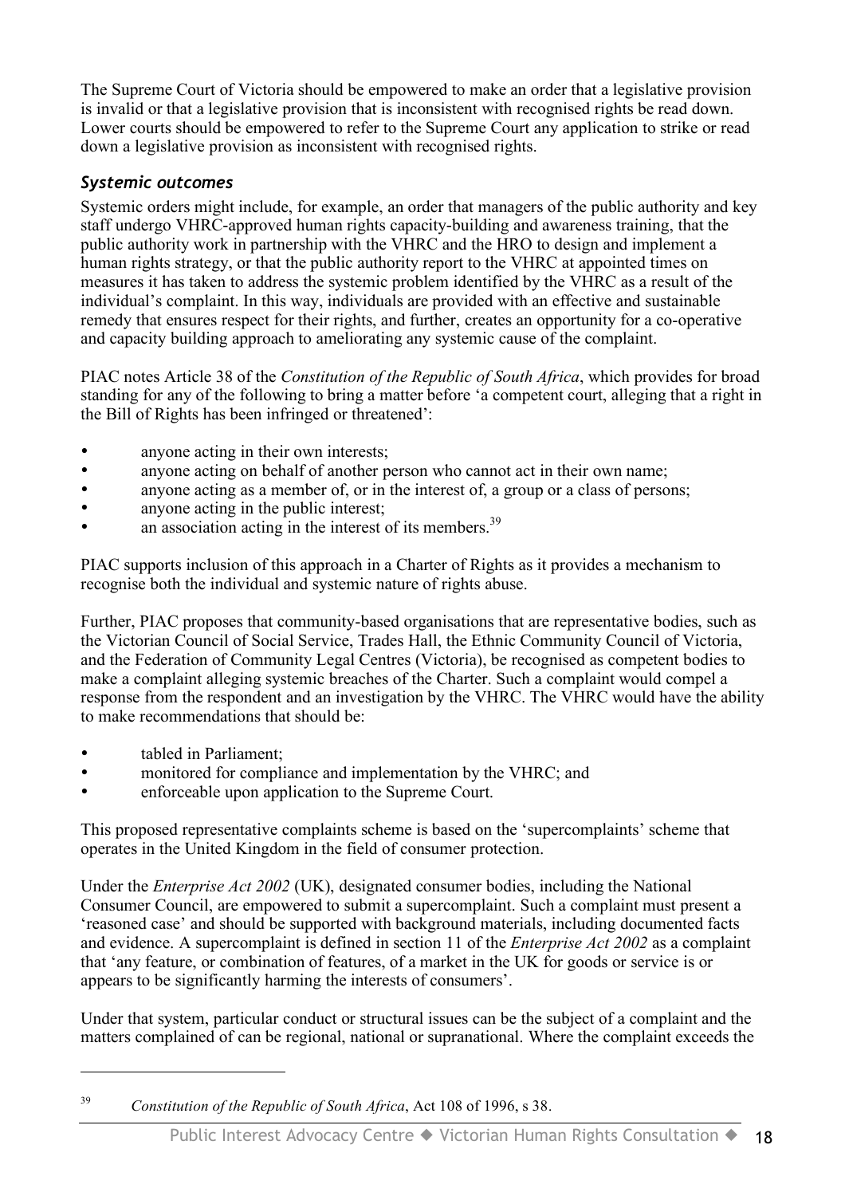The Supreme Court of Victoria should be empowered to make an order that a legislative provision is invalid or that a legislative provision that is inconsistent with recognised rights be read down. Lower courts should be empowered to refer to the Supreme Court any application to strike or read down a legislative provision as inconsistent with recognised rights.

### *Systemic outcomes*

Systemic orders might include, for example, an order that managers of the public authority and key staff undergo VHRC-approved human rights capacity-building and awareness training, that the public authority work in partnership with the VHRC and the HRO to design and implement a human rights strategy, or that the public authority report to the VHRC at appointed times on measures it has taken to address the systemic problem identified by the VHRC as a result of the individual's complaint. In this way, individuals are provided with an effective and sustainable remedy that ensures respect for their rights, and further, creates an opportunity for a co-operative and capacity building approach to ameliorating any systemic cause of the complaint.

PIAC notes Article 38 of the *Constitution of the Republic of South Africa*, which provides for broad standing for any of the following to bring a matter before 'a competent court, alleging that a right in the Bill of Rights has been infringed or threatened':

- anyone acting in their own interests;
- anyone acting on behalf of another person who cannot act in their own name;
- anyone acting as a member of, or in the interest of, a group or a class of persons;
- anyone acting in the public interest;
- an association acting in the interest of its members.[39]

PIAC supports inclusion of this approach in a Charter of Rights as it provides a mechanism to recognise both the individual and systemic nature of rights abuse.

Further, PIAC proposes that community-based organisations that are representative bodies, such as the Victorian Council of Social Service, Trades Hall, the Ethnic Community Council of Victoria, and the Federation of Community Legal Centres (Victoria), be recognised as competent bodies to make a complaint alleging systemic breaches of the Charter. Such a complaint would compel a response from the respondent and an investigation by the VHRC. The VHRC would have the ability to make recommendations that should be:

- tabled in Parliament;
- monitored for compliance and implementation by the VHRC; and
- enforceable upon application to the Supreme Court.

This proposed representative complaints scheme is based on the 'supercomplaints' scheme that operates in the United Kingdom in the field of consumer protection.

Under the *Enterprise Act 2002* (UK), designated consumer bodies, including the National Consumer Council, are empowered to submit a supercomplaint. Such a complaint must present a 'reasoned case' and should be supported with background materials, including documented facts and evidence. A supercomplaint is defined in section 11 of the *Enterprise Act 2002* as a complaint that 'any feature, or combination of features, of a market in the UK for goods or service is or appears to be significantly harming the interests of consumers'.

Under that system, particular conduct or structural issues can be the subject of a complaint and the matters complained of can be regional, national or supranational. Where the complaint exceeds the

---

[39] *Constitution of the Republic of South Africa*, Act 108 of 1996, s 38.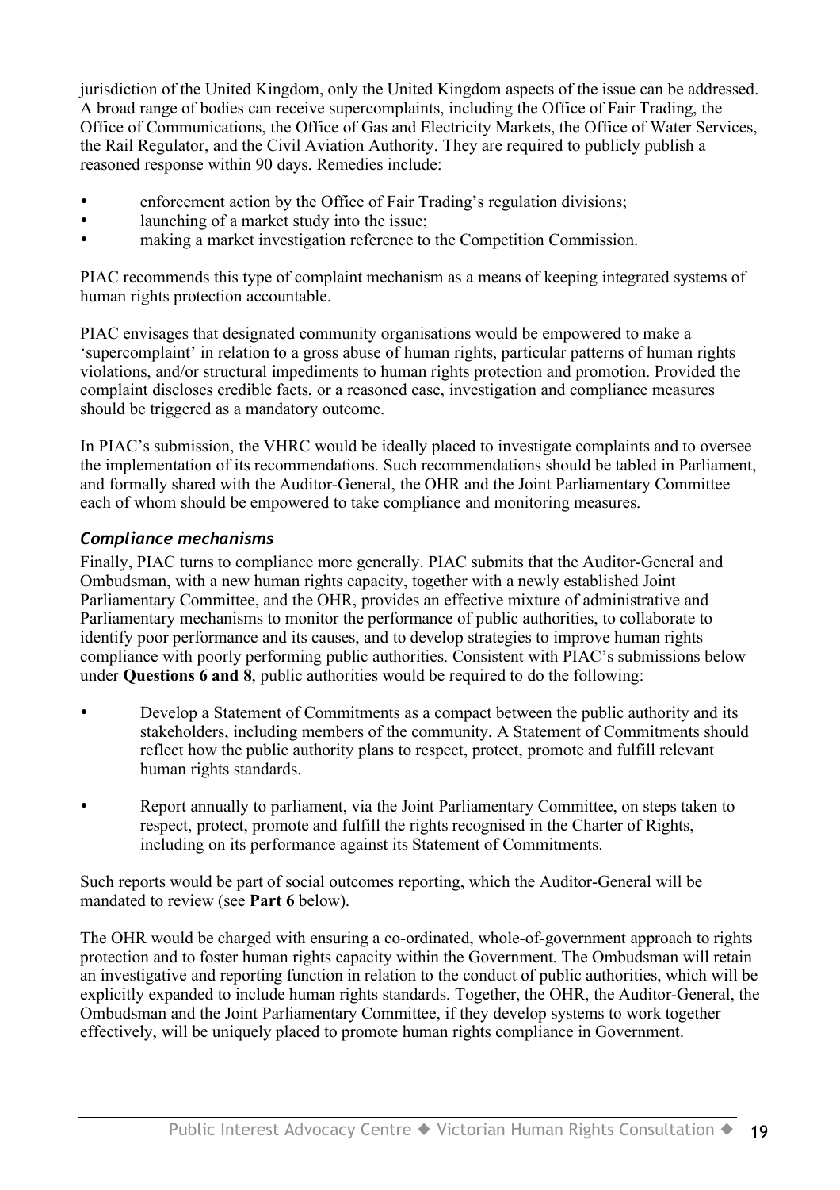jurisdiction of the United Kingdom, only the United Kingdom aspects of the issue can be addressed. A broad range of bodies can receive supercomplaints, including the Office of Fair Trading, the Office of Communications, the Office of Gas and Electricity Markets, the Office of Water Services, the Rail Regulator, and the Civil Aviation Authority. They are required to publicly publish a reasoned response within 90 days. Remedies include:

- enforcement action by the Office of Fair Trading's regulation divisions;
- launching of a market study into the issue;
- making a market investigation reference to the Competition Commission.

PIAC recommends this type of complaint mechanism as a means of keeping integrated systems of human rights protection accountable.

PIAC envisages that designated community organisations would be empowered to make a 'supercomplaint' in relation to a gross abuse of human rights, particular patterns of human rights violations, and/or structural impediments to human rights protection and promotion. Provided the complaint discloses credible facts, or a reasoned case, investigation and compliance measures should be triggered as a mandatory outcome.

In PIAC's submission, the VHRC would be ideally placed to investigate complaints and to oversee the implementation of its recommendations. Such recommendations should be tabled in Parliament, and formally shared with the Auditor-General, the OHR and the Joint Parliamentary Committee each of whom should be empowered to take compliance and monitoring measures.

### *Compliance mechanisms*

Finally, PIAC turns to compliance more generally. PIAC submits that the Auditor-General and Ombudsman, with a new human rights capacity, together with a newly established Joint Parliamentary Committee, and the OHR, provides an effective mixture of administrative and Parliamentary mechanisms to monitor the performance of public authorities, to collaborate to identify poor performance and its causes, and to develop strategies to improve human rights compliance with poorly performing public authorities. Consistent with PIAC's submissions below under **Questions 6 and 8**, public authorities would be required to do the following:

- Develop a Statement of Commitments as a compact between the public authority and its stakeholders, including members of the community. A Statement of Commitments should reflect how the public authority plans to respect, protect, promote and fulfill relevant human rights standards.
- Report annually to parliament, via the Joint Parliamentary Committee, on steps taken to respect, protect, promote and fulfill the rights recognised in the Charter of Rights, including on its performance against its Statement of Commitments.

Such reports would be part of social outcomes reporting, which the Auditor-General will be mandated to review (see **Part 6** below).

The OHR would be charged with ensuring a co-ordinated, whole-of-government approach to rights protection and to foster human rights capacity within the Government. The Ombudsman will retain an investigative and reporting function in relation to the conduct of public authorities, which will be explicitly expanded to include human rights standards. Together, the OHR, the Auditor-General, the Ombudsman and the Joint Parliamentary Committee, if they develop systems to work together effectively, will be uniquely placed to promote human rights compliance in Government.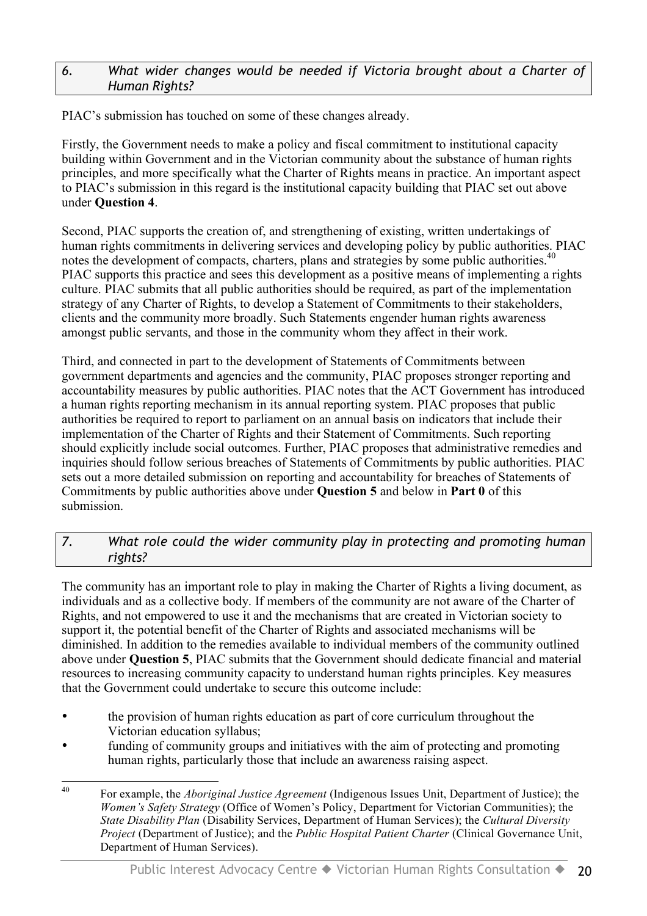### *6. What wider changes would be needed if Victoria brought about a Charter of Human Rights?*

PIAC's submission has touched on some of these changes already.

Firstly, the Government needs to make a policy and fiscal commitment to institutional capacity building within Government and in the Victorian community about the substance of human rights principles, and more specifically what the Charter of Rights means in practice. An important aspect to PIAC's submission in this regard is the institutional capacity building that PIAC set out above under **Question 4**.

Second, PIAC supports the creation of, and strengthening of existing, written undertakings of human rights commitments in delivering services and developing policy by public authorities. PIAC notes the development of compacts, charters, plans and strategies by some public authorities.[40] PIAC supports this practice and sees this development as a positive means of implementing a rights culture. PIAC submits that all public authorities should be required, as part of the implementation strategy of any Charter of Rights, to develop a Statement of Commitments to their stakeholders, clients and the community more broadly. Such Statements engender human rights awareness amongst public servants, and those in the community whom they affect in their work.

Third, and connected in part to the development of Statements of Commitments between government departments and agencies and the community, PIAC proposes stronger reporting and accountability measures by public authorities. PIAC notes that the ACT Government has introduced a human rights reporting mechanism in its annual reporting system. PIAC proposes that public authorities be required to report to parliament on an annual basis on indicators that include their implementation of the Charter of Rights and their Statement of Commitments. Such reporting should explicitly include social outcomes. Further, PIAC proposes that administrative remedies and inquiries should follow serious breaches of Statements of Commitments by public authorities. PIAC sets out a more detailed submission on reporting and accountability for breaches of Statements of Commitments by public authorities above under **Question 5** and below in **Part 0** of this submission.

### *7. What role could the wider community play in protecting and promoting human rights?*

The community has an important role to play in making the Charter of Rights a living document, as individuals and as a collective body. If members of the community are not aware of the Charter of Rights, and not empowered to use it and the mechanisms that are created in Victorian society to support it, the potential benefit of the Charter of Rights and associated mechanisms will be diminished. In addition to the remedies available to individual members of the community outlined above under **Question 5**, PIAC submits that the Government should dedicate financial and material resources to increasing community capacity to understand human rights principles. Key measures that the Government could undertake to secure this outcome include:

- the provision of human rights education as part of core curriculum throughout the Victorian education syllabus;
- funding of community groups and initiatives with the aim of protecting and promoting human rights, particularly those that include an awareness raising aspect.

---

[40] For example, the *Aboriginal Justice Agreement* (Indigenous Issues Unit, Department of Justice); the *Women's Safety Strategy* (Office of Women's Policy, Department for Victorian Communities); the *State Disability Plan* (Disability Services, Department of Human Services); the *Cultural Diversity Project* (Department of Justice); and the *Public Hospital Patient Charter* (Clinical Governance Unit, Department of Human Services).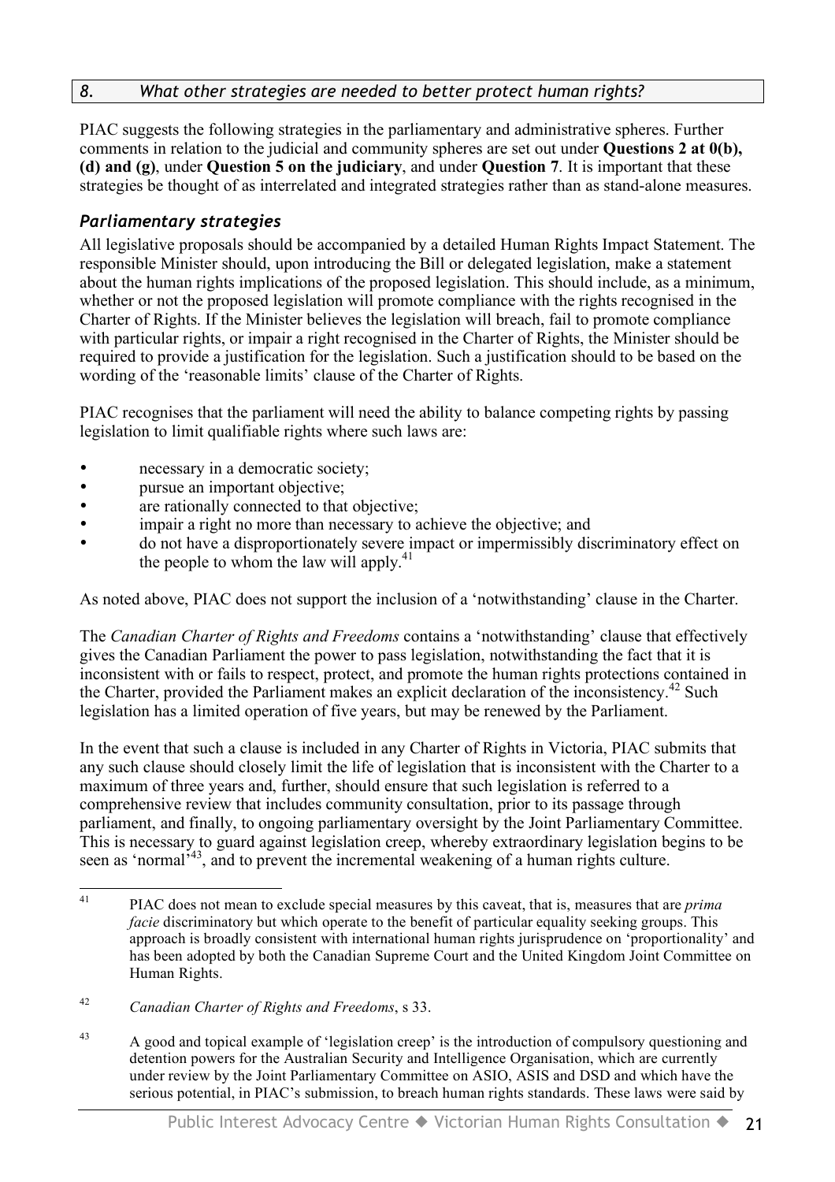## *8. What other strategies are needed to better protect human rights?*

PIAC suggests the following strategies in the parliamentary and administrative spheres. Further comments in relation to the judicial and community spheres are set out under **Questions 2 at 0(b), (d) and (g)**, under **Question 5 on the judiciary**, and under **Question 7**. It is important that these strategies be thought of as interrelated and integrated strategies rather than as stand-alone measures.

### *Parliamentary strategies*

All legislative proposals should be accompanied by a detailed Human Rights Impact Statement. The responsible Minister should, upon introducing the Bill or delegated legislation, make a statement about the human rights implications of the proposed legislation. This should include, as a minimum, whether or not the proposed legislation will promote compliance with the rights recognised in the Charter of Rights. If the Minister believes the legislation will breach, fail to promote compliance with particular rights, or impair a right recognised in the Charter of Rights, the Minister should be required to provide a justification for the legislation. Such a justification should to be based on the wording of the 'reasonable limits' clause of the Charter of Rights.

PIAC recognises that the parliament will need the ability to balance competing rights by passing legislation to limit qualifiable rights where such laws are:

- necessary in a democratic society;
- pursue an important objective;
- are rationally connected to that objective;
- impair a right no more than necessary to achieve the objective; and
- do not have a disproportionately severe impact or impermissibly discriminatory effect on the people to whom the law will apply.[41]

As noted above, PIAC does not support the inclusion of a 'notwithstanding' clause in the Charter.

The *Canadian Charter of Rights and Freedoms* contains a 'notwithstanding' clause that effectively gives the Canadian Parliament the power to pass legislation, notwithstanding the fact that it is inconsistent with or fails to respect, protect, and promote the human rights protections contained in the Charter, provided the Parliament makes an explicit declaration of the inconsistency.[42] Such legislation has a limited operation of five years, but may be renewed by the Parliament.

In the event that such a clause is included in any Charter of Rights in Victoria, PIAC submits that any such clause should closely limit the life of legislation that is inconsistent with the Charter to a maximum of three years and, further, should ensure that such legislation is referred to a comprehensive review that includes community consultation, prior to its passage through parliament, and finally, to ongoing parliamentary oversight by the Joint Parliamentary Committee. This is necessary to guard against legislation creep, whereby extraordinary legislation begins to be seen as 'normal'[43], and to prevent the incremental weakening of a human rights culture.

---

[41] PIAC does not mean to exclude special measures by this caveat, that is, measures that are *prima facie* discriminatory but which operate to the benefit of particular equality seeking groups. This approach is broadly consistent with international human rights jurisprudence on 'proportionality' and has been adopted by both the Canadian Supreme Court and the United Kingdom Joint Committee on Human Rights.

[42] *Canadian Charter of Rights and Freedoms*, s 33.

[43] A good and topical example of 'legislation creep' is the introduction of compulsory questioning and detention powers for the Australian Security and Intelligence Organisation, which are currently under review by the Joint Parliamentary Committee on ASIO, ASIS and DSD and which have the serious potential, in PIAC's submission, to breach human rights standards. These laws were said by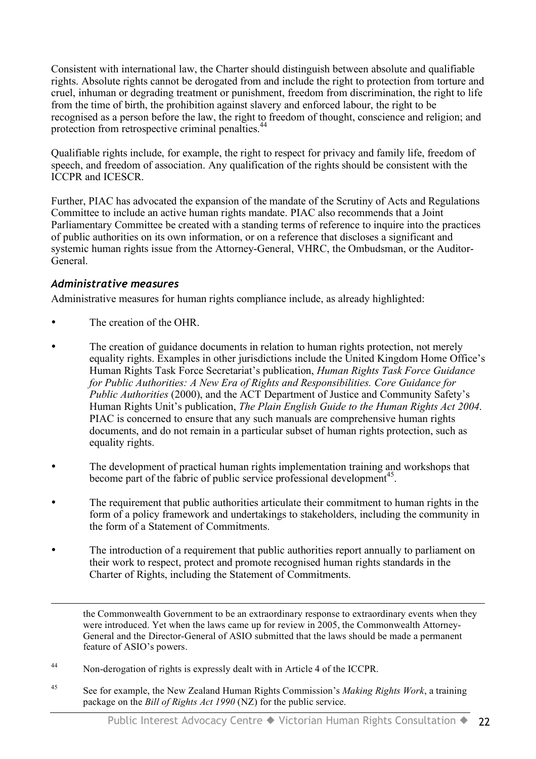Consistent with international law, the Charter should distinguish between absolute and qualifiable rights. Absolute rights cannot be derogated from and include the right to protection from torture and cruel, inhuman or degrading treatment or punishment, freedom from discrimination, the right to life from the time of birth, the prohibition against slavery and enforced labour, the right to be recognised as a person before the law, the right to freedom of thought, conscience and religion; and protection from retrospective criminal penalties.[44]

Qualifiable rights include, for example, the right to respect for privacy and family life, freedom of speech, and freedom of association. Any qualification of the rights should be consistent with the ICCPR and ICESCR.

Further, PIAC has advocated the expansion of the mandate of the Scrutiny of Acts and Regulations Committee to include an active human rights mandate. PIAC also recommends that a Joint Parliamentary Committee be created with a standing terms of reference to inquire into the practices of public authorities on its own information, or on a reference that discloses a significant and systemic human rights issue from the Attorney-General, VHRC, the Ombudsman, or the Auditor-General.

### *Administrative measures*

Administrative measures for human rights compliance include, as already highlighted:

- The creation of the OHR.
- The creation of guidance documents in relation to human rights protection, not merely equality rights. Examples in other jurisdictions include the United Kingdom Home Office's Human Rights Task Force Secretariat's publication, *Human Rights Task Force Guidance for Public Authorities: A New Era of Rights and Responsibilities. Core Guidance for Public Authorities* (2000), and the ACT Department of Justice and Community Safety's Human Rights Unit's publication, *The Plain English Guide to the Human Rights Act 2004*. PIAC is concerned to ensure that any such manuals are comprehensive human rights documents, and do not remain in a particular subset of human rights protection, such as equality rights.
- The development of practical human rights implementation training and workshops that become part of the fabric of public service professional development[45].
- The requirement that public authorities articulate their commitment to human rights in the form of a policy framework and undertakings to stakeholders, including the community in the form of a Statement of Commitments.
- The introduction of a requirement that public authorities report annually to parliament on their work to respect, protect and promote recognised human rights standards in the Charter of Rights, including the Statement of Commitments.

---

the Commonwealth Government to be an extraordinary response to extraordinary events when they were introduced. Yet when the laws came up for review in 2005, the Commonwealth Attorney-General and the Director-General of ASIO submitted that the laws should be made a permanent feature of ASIO's powers.

[44] Non-derogation of rights is expressly dealt with in Article 4 of the ICCPR.

[45] See for example, the New Zealand Human Rights Commission's *Making Rights Work*, a training package on the *Bill of Rights Act 1990* (NZ) for the public service.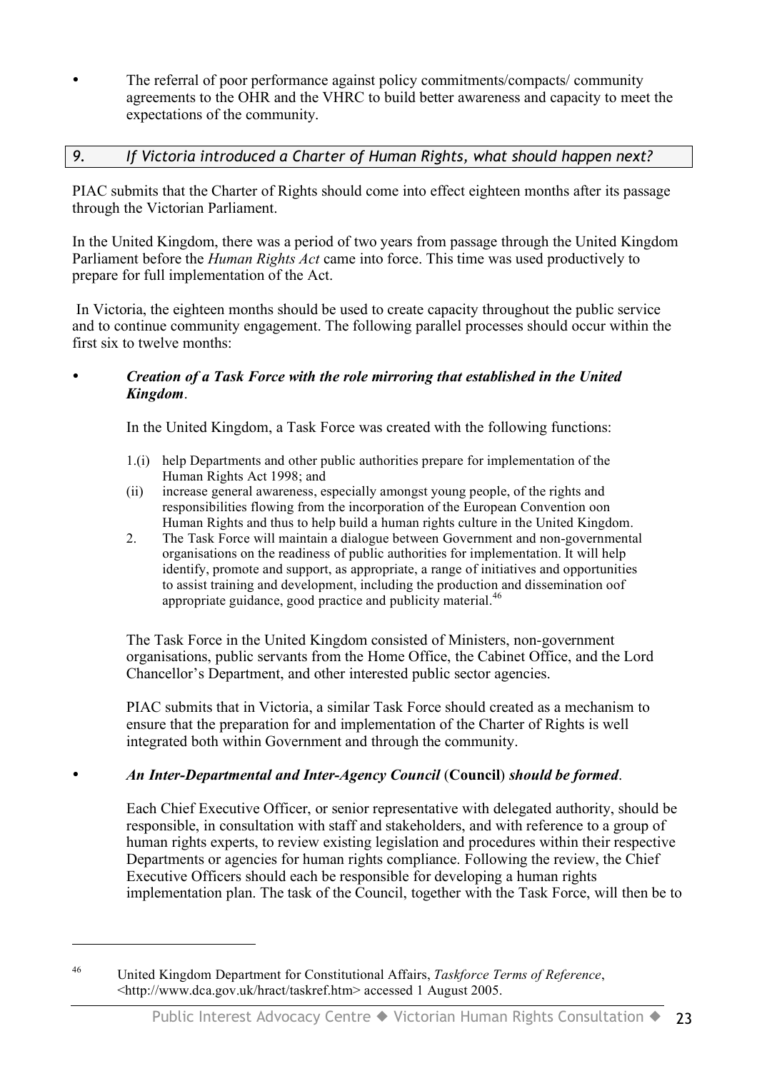- The referral of poor performance against policy commitments/compacts/ community agreements to the OHR and the VHRC to build better awareness and capacity to meet the expectations of the community.

## *9. If Victoria introduced a Charter of Human Rights, what should happen next?*

PIAC submits that the Charter of Rights should come into effect eighteen months after its passage through the Victorian Parliament.

In the United Kingdom, there was a period of two years from passage through the United Kingdom Parliament before the *Human Rights Act* came into force. This time was used productively to prepare for full implementation of the Act.

In Victoria, the eighteen months should be used to create capacity throughout the public service and to continue community engagement. The following parallel processes should occur within the first six to twelve months:

- ***Creation of a Task Force with the role mirroring that established in the United Kingdom***.

  In the United Kingdom, a Task Force was created with the following functions:

  > 1.(i) help Departments and other public authorities prepare for implementation of the Human Rights Act 1998; and
  >
  > (ii) increase general awareness, especially amongst young people, of the rights and responsibilities flowing from the incorporation of the European Convention oon Human Rights and thus to help build a human rights culture in the United Kingdom.
  >
  > 2. The Task Force will maintain a dialogue between Government and non-governmental organisations on the readiness of public authorities for implementation. It will help identify, promote and support, as appropriate, a range of initiatives and opportunities to assist training and development, including the production and dissemination oof appropriate guidance, good practice and publicity material.[46]

  The Task Force in the United Kingdom consisted of Ministers, non-government organisations, public servants from the Home Office, the Cabinet Office, and the Lord Chancellor's Department, and other interested public sector agencies.

  PIAC submits that in Victoria, a similar Task Force should created as a mechanism to ensure that the preparation for and implementation of the Charter of Rights is well integrated both within Government and through the community.

- ***An Inter-Departmental and Inter-Agency Council* (Council) *should be formed***.

  Each Chief Executive Officer, or senior representative with delegated authority, should be responsible, in consultation with staff and stakeholders, and with reference to a group of human rights experts, to review existing legislation and procedures within their respective Departments or agencies for human rights compliance. Following the review, the Chief Executive Officers should each be responsible for developing a human rights implementation plan. The task of the Council, together with the Task Force, will then be to

---

[46] United Kingdom Department for Constitutional Affairs, *Taskforce Terms of Reference*, <http://www.dca.gov.uk/hract/taskref.htm> accessed 1 August 2005.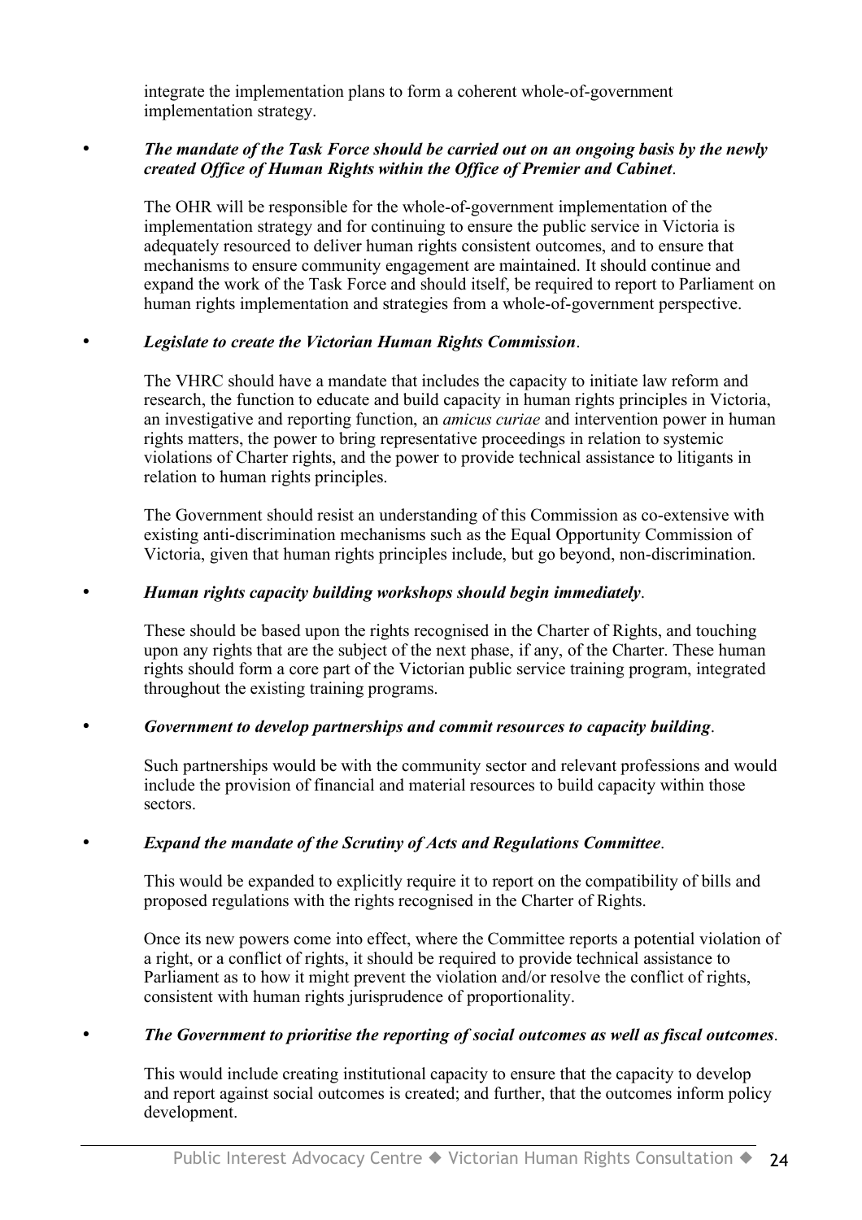integrate the implementation plans to form a coherent whole-of-government implementation strategy.

- ***The mandate of the Task Force should be carried out on an ongoing basis by the newly created Office of Human Rights within the Office of Premier and Cabinet*.**

  The OHR will be responsible for the whole-of-government implementation of the implementation strategy and for continuing to ensure the public service in Victoria is adequately resourced to deliver human rights consistent outcomes, and to ensure that mechanisms to ensure community engagement are maintained. It should continue and expand the work of the Task Force and should itself, be required to report to Parliament on human rights implementation and strategies from a whole-of-government perspective.

- ***Legislate to create the Victorian Human Rights Commission*.**

  The VHRC should have a mandate that includes the capacity to initiate law reform and research, the function to educate and build capacity in human rights principles in Victoria, an investigative and reporting function, an *amicus curiae* and intervention power in human rights matters, the power to bring representative proceedings in relation to systemic violations of Charter rights, and the power to provide technical assistance to litigants in relation to human rights principles.

  The Government should resist an understanding of this Commission as co-extensive with existing anti-discrimination mechanisms such as the Equal Opportunity Commission of Victoria, given that human rights principles include, but go beyond, non-discrimination.

- ***Human rights capacity building workshops should begin immediately*.**

  These should be based upon the rights recognised in the Charter of Rights, and touching upon any rights that are the subject of the next phase, if any, of the Charter. These human rights should form a core part of the Victorian public service training program, integrated throughout the existing training programs.

- ***Government to develop partnerships and commit resources to capacity building*.**

  Such partnerships would be with the community sector and relevant professions and would include the provision of financial and material resources to build capacity within those sectors.

- ***Expand the mandate of the Scrutiny of Acts and Regulations Committee*.**

  This would be expanded to explicitly require it to report on the compatibility of bills and proposed regulations with the rights recognised in the Charter of Rights.

  Once its new powers come into effect, where the Committee reports a potential violation of a right, or a conflict of rights, it should be required to provide technical assistance to Parliament as to how it might prevent the violation and/or resolve the conflict of rights, consistent with human rights jurisprudence of proportionality.

- ***The Government to prioritise the reporting of social outcomes as well as fiscal outcomes*.**

  This would include creating institutional capacity to ensure that the capacity to develop and report against social outcomes is created; and further, that the outcomes inform policy development.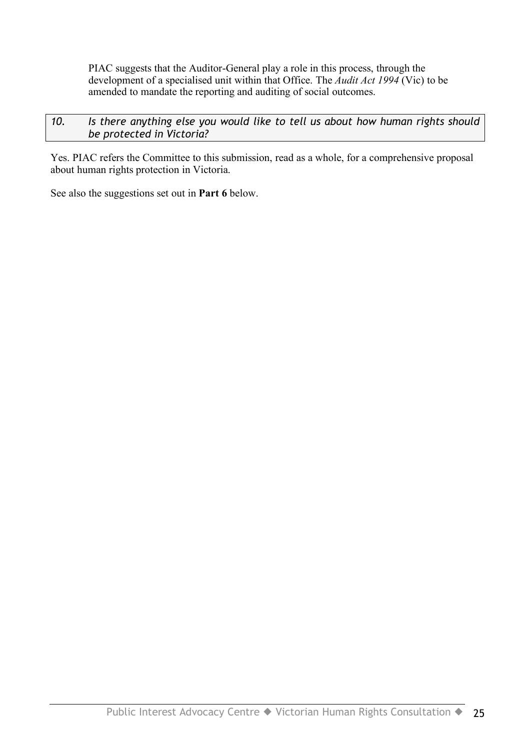PIAC suggests that the Auditor-General play a role in this process, through the development of a specialised unit within that Office. The *Audit Act 1994* (Vic) to be amended to mandate the reporting and auditing of social outcomes.

### *10. Is there anything else you would like to tell us about how human rights should be protected in Victoria?*

Yes. PIAC refers the Committee to this submission, read as a whole, for a comprehensive proposal about human rights protection in Victoria.

See also the suggestions set out in **Part 6** below.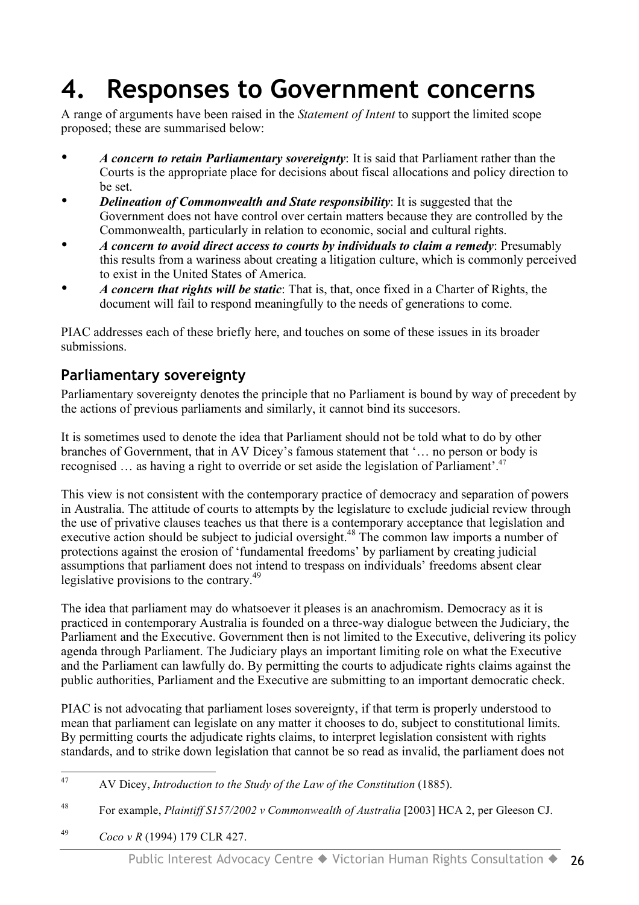# 4. Responses to Government concerns

A range of arguments have been raised in the *Statement of Intent* to support the limited scope proposed; these are summarised below:

- ***A concern to retain Parliamentary sovereignty***: It is said that Parliament rather than the Courts is the appropriate place for decisions about fiscal allocations and policy direction to be set.
- ***Delineation of Commonwealth and State responsibility***: It is suggested that the Government does not have control over certain matters because they are controlled by the Commonwealth, particularly in relation to economic, social and cultural rights.
- ***A concern to avoid direct access to courts by individuals to claim a remedy***: Presumably this results from a wariness about creating a litigation culture, which is commonly perceived to exist in the United States of America.
- ***A concern that rights will be static***: That is, that, once fixed in a Charter of Rights, the document will fail to respond meaningfully to the needs of generations to come.

PIAC addresses each of these briefly here, and touches on some of these issues in its broader submissions.

## Parliamentary sovereignty

Parliamentary sovereignty denotes the principle that no Parliament is bound by way of precedent by the actions of previous parliaments and similarly, it cannot bind its succesors.

It is sometimes used to denote the idea that Parliament should not be told what to do by other branches of Government, that in AV Dicey's famous statement that '… no person or body is recognised … as having a right to override or set aside the legislation of Parliament'.[47]

This view is not consistent with the contemporary practice of democracy and separation of powers in Australia. The attitude of courts to attempts by the legislature to exclude judicial review through the use of privative clauses teaches us that there is a contemporary acceptance that legislation and executive action should be subject to judicial oversight.[48] The common law imports a number of protections against the erosion of 'fundamental freedoms' by parliament by creating judicial assumptions that parliament does not intend to trespass on individuals' freedoms absent clear legislative provisions to the contrary.[49]

The idea that parliament may do whatsoever it pleases is an anachromism. Democracy as it is practiced in contemporary Australia is founded on a three-way dialogue between the Judiciary, the Parliament and the Executive. Government then is not limited to the Executive, delivering its policy agenda through Parliament. The Judiciary plays an important limiting role on what the Executive and the Parliament can lawfully do. By permitting the courts to adjudicate rights claims against the public authorities, Parliament and the Executive are submitting to an important democratic check.

PIAC is not advocating that parliament loses sovereignty, if that term is properly understood to mean that parliament can legislate on any matter it chooses to do, subject to constitutional limits. By permitting courts the adjudicate rights claims, to interpret legislation consistent with rights standards, and to strike down legislation that cannot be so read as invalid, the parliament does not

---

[47] AV Dicey, *Introduction to the Study of the Law of the Constitution* (1885).

[48] For example, *Plaintiff S157/2002 v Commonwealth of Australia* [2003] HCA 2, per Gleeson CJ.

[49] *Coco v R* (1994) 179 CLR 427.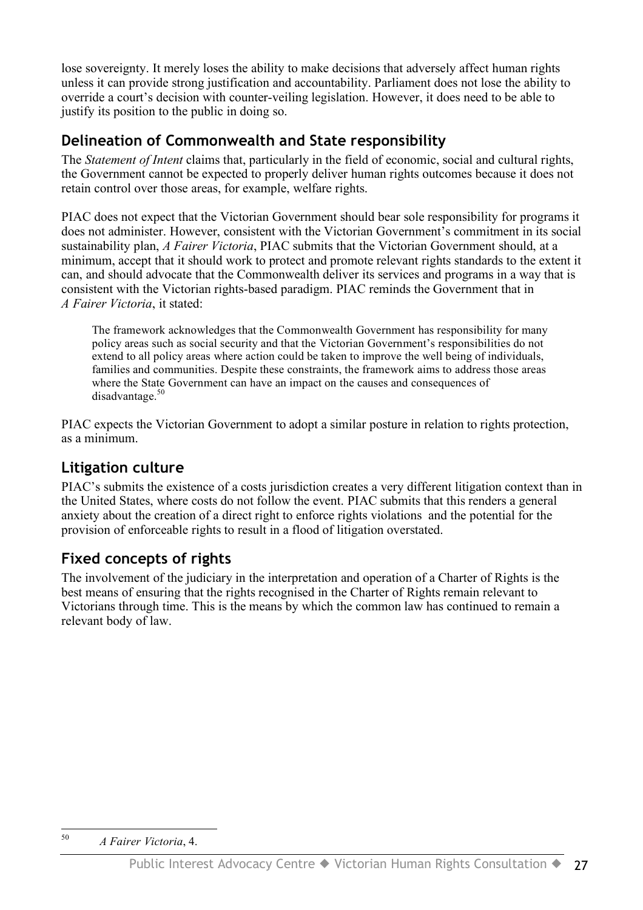lose sovereignty. It merely loses the ability to make decisions that adversely affect human rights unless it can provide strong justification and accountability. Parliament does not lose the ability to override a court's decision with counter-veiling legislation. However, it does need to be able to justify its position to the public in doing so.

## Delineation of Commonwealth and State responsibility

The *Statement of Intent* claims that, particularly in the field of economic, social and cultural rights, the Government cannot be expected to properly deliver human rights outcomes because it does not retain control over those areas, for example, welfare rights.

PIAC does not expect that the Victorian Government should bear sole responsibility for programs it does not administer. However, consistent with the Victorian Government's commitment in its social sustainability plan, *A Fairer Victoria*, PIAC submits that the Victorian Government should, at a minimum, accept that it should work to protect and promote relevant rights standards to the extent it can, and should advocate that the Commonwealth deliver its services and programs in a way that is consistent with the Victorian rights-based paradigm. PIAC reminds the Government that in *A Fairer Victoria*, it stated:

> The framework acknowledges that the Commonwealth Government has responsibility for many policy areas such as social security and that the Victorian Government's responsibilities do not extend to all policy areas where action could be taken to improve the well being of individuals, families and communities. Despite these constraints, the framework aims to address those areas where the State Government can have an impact on the causes and consequences of disadvantage.[50]

PIAC expects the Victorian Government to adopt a similar posture in relation to rights protection, as a minimum.

## Litigation culture

PIAC's submits the existence of a costs jurisdiction creates a very different litigation context than in the United States, where costs do not follow the event. PIAC submits that this renders a general anxiety about the creation of a direct right to enforce rights violations and the potential for the provision of enforceable rights to result in a flood of litigation overstated.

## Fixed concepts of rights

The involvement of the judiciary in the interpretation and operation of a Charter of Rights is the best means of ensuring that the rights recognised in the Charter of Rights remain relevant to Victorians through time. This is the means by which the common law has continued to remain a relevant body of law.

---

[50] *A Fairer Victoria*, 4.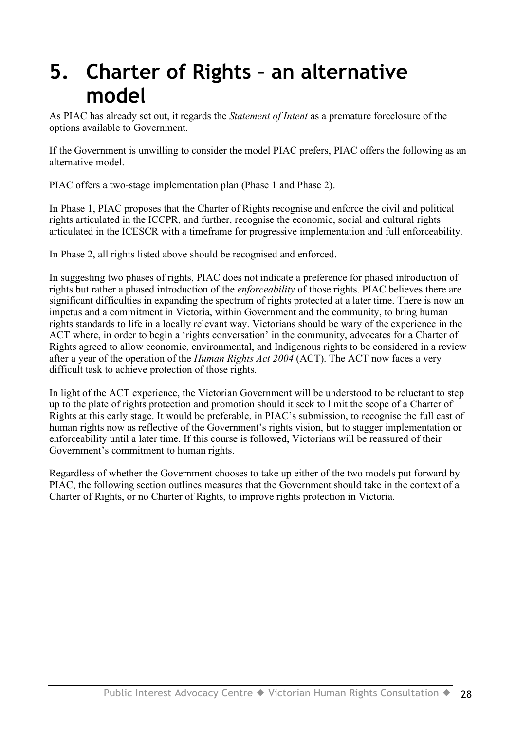# 5. Charter of Rights – an alternative model

As PIAC has already set out, it regards the *Statement of Intent* as a premature foreclosure of the options available to Government.

If the Government is unwilling to consider the model PIAC prefers, PIAC offers the following as an alternative model.

PIAC offers a two-stage implementation plan (Phase 1 and Phase 2).

In Phase 1, PIAC proposes that the Charter of Rights recognise and enforce the civil and political rights articulated in the ICCPR, and further, recognise the economic, social and cultural rights articulated in the ICESCR with a timeframe for progressive implementation and full enforceability.

In Phase 2, all rights listed above should be recognised and enforced.

In suggesting two phases of rights, PIAC does not indicate a preference for phased introduction of rights but rather a phased introduction of the *enforceability* of those rights. PIAC believes there are significant difficulties in expanding the spectrum of rights protected at a later time. There is now an impetus and a commitment in Victoria, within Government and the community, to bring human rights standards to life in a locally relevant way. Victorians should be wary of the experience in the ACT where, in order to begin a 'rights conversation' in the community, advocates for a Charter of Rights agreed to allow economic, environmental, and Indigenous rights to be considered in a review after a year of the operation of the *Human Rights Act 2004* (ACT). The ACT now faces a very difficult task to achieve protection of those rights.

In light of the ACT experience, the Victorian Government will be understood to be reluctant to step up to the plate of rights protection and promotion should it seek to limit the scope of a Charter of Rights at this early stage. It would be preferable, in PIAC's submission, to recognise the full cast of human rights now as reflective of the Government's rights vision, but to stagger implementation or enforceability until a later time. If this course is followed, Victorians will be reassured of their Government's commitment to human rights.

Regardless of whether the Government chooses to take up either of the two models put forward by PIAC, the following section outlines measures that the Government should take in the context of a Charter of Rights, or no Charter of Rights, to improve rights protection in Victoria.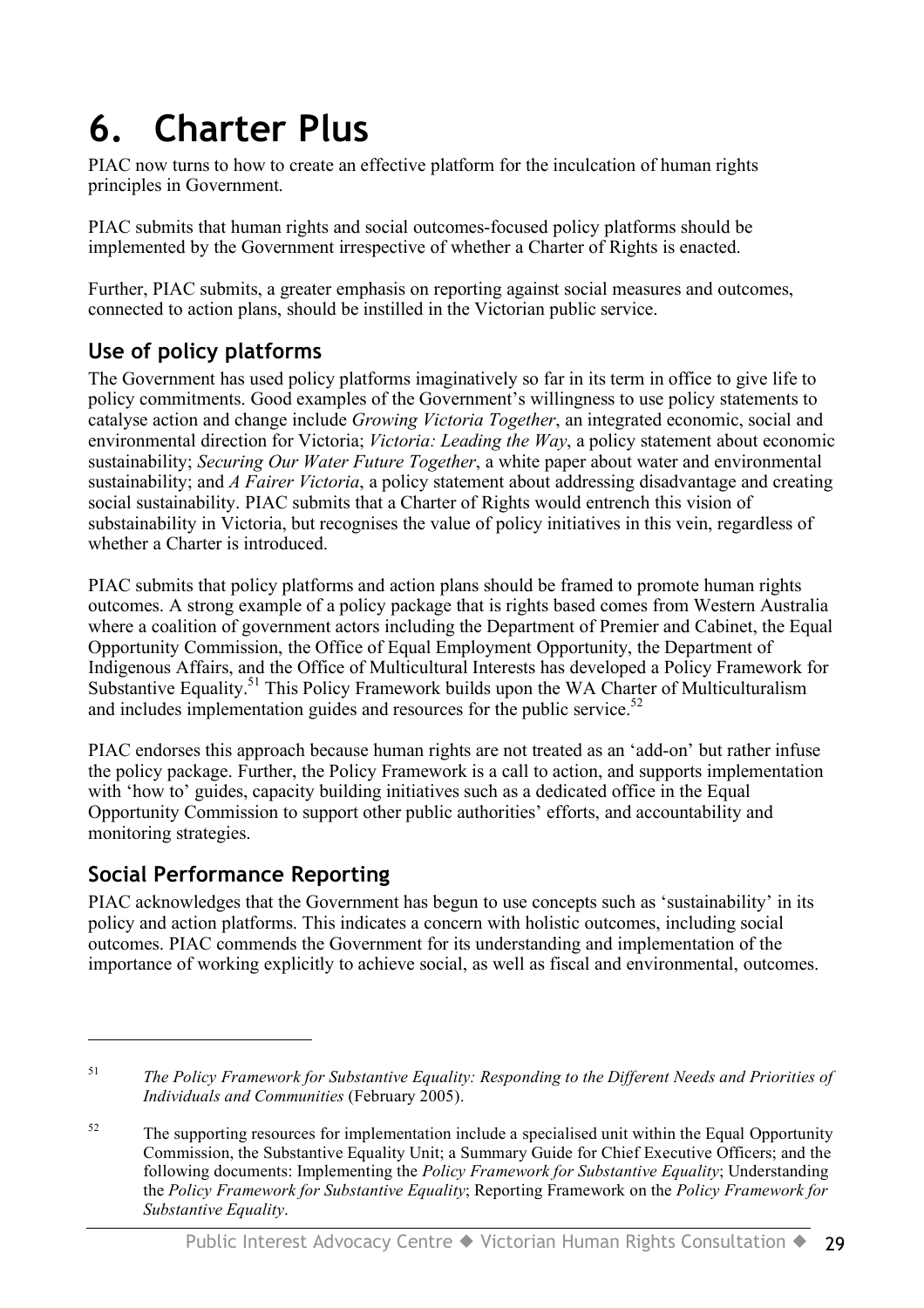# 6. Charter Plus

PIAC now turns to how to create an effective platform for the inculcation of human rights principles in Government.

PIAC submits that human rights and social outcomes-focused policy platforms should be implemented by the Government irrespective of whether a Charter of Rights is enacted.

Further, PIAC submits, a greater emphasis on reporting against social measures and outcomes, connected to action plans, should be instilled in the Victorian public service.

## Use of policy platforms

The Government has used policy platforms imaginatively so far in its term in office to give life to policy commitments. Good examples of the Government's willingness to use policy statements to catalyse action and change include *Growing Victoria Together*, an integrated economic, social and environmental direction for Victoria; *Victoria: Leading the Way*, a policy statement about economic sustainability; *Securing Our Water Future Together*, a white paper about water and environmental sustainability; and *A Fairer Victoria*, a policy statement about addressing disadvantage and creating social sustainability. PIAC submits that a Charter of Rights would entrench this vision of substainability in Victoria, but recognises the value of policy initiatives in this vein, regardless of whether a Charter is introduced.

PIAC submits that policy platforms and action plans should be framed to promote human rights outcomes. A strong example of a policy package that is rights based comes from Western Australia where a coalition of government actors including the Department of Premier and Cabinet, the Equal Opportunity Commission, the Office of Equal Employment Opportunity, the Department of Indigenous Affairs, and the Office of Multicultural Interests has developed a Policy Framework for Substantive Equality.[51] This Policy Framework builds upon the WA Charter of Multiculturalism and includes implementation guides and resources for the public service.[52]

PIAC endorses this approach because human rights are not treated as an 'add-on' but rather infuse the policy package. Further, the Policy Framework is a call to action, and supports implementation with 'how to' guides, capacity building initiatives such as a dedicated office in the Equal Opportunity Commission to support other public authorities' efforts, and accountability and monitoring strategies.

## Social Performance Reporting

PIAC acknowledges that the Government has begun to use concepts such as 'sustainability' in its policy and action platforms. This indicates a concern with holistic outcomes, including social outcomes. PIAC commends the Government for its understanding and implementation of the importance of working explicitly to achieve social, as well as fiscal and environmental, outcomes.

---

[51] *The Policy Framework for Substantive Equality: Responding to the Different Needs and Priorities of Individuals and Communities* (February 2005).

[52] The supporting resources for implementation include a specialised unit within the Equal Opportunity Commission, the Substantive Equality Unit; a Summary Guide for Chief Executive Officers; and the following documents: Implementing the *Policy Framework for Substantive Equality*; Understanding the *Policy Framework for Substantive Equality*; Reporting Framework on the *Policy Framework for Substantive Equality*.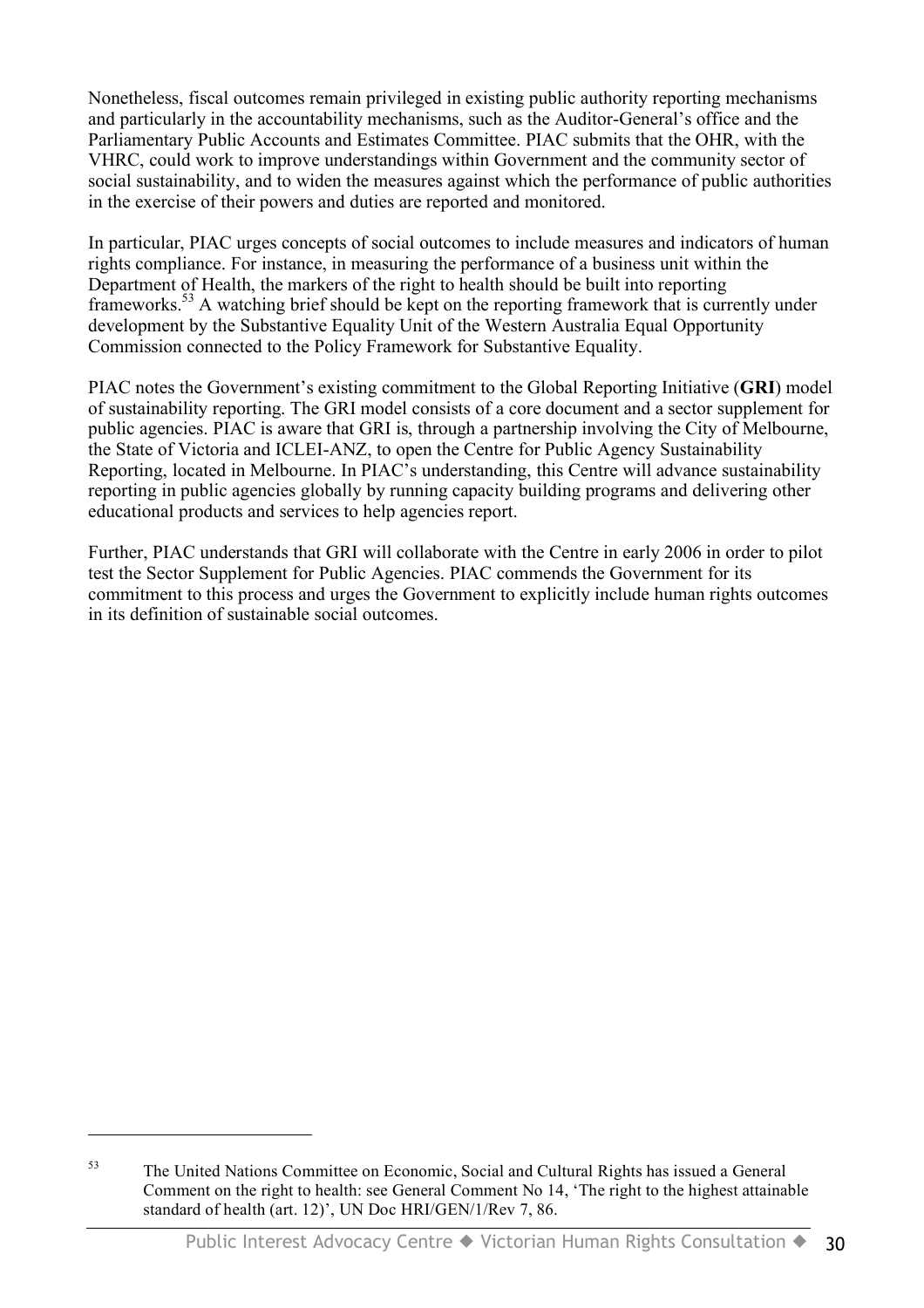Nonetheless, fiscal outcomes remain privileged in existing public authority reporting mechanisms and particularly in the accountability mechanisms, such as the Auditor-General's office and the Parliamentary Public Accounts and Estimates Committee. PIAC submits that the OHR, with the VHRC, could work to improve understandings within Government and the community sector of social sustainability, and to widen the measures against which the performance of public authorities in the exercise of their powers and duties are reported and monitored.

In particular, PIAC urges concepts of social outcomes to include measures and indicators of human rights compliance. For instance, in measuring the performance of a business unit within the Department of Health, the markers of the right to health should be built into reporting frameworks.[53] A watching brief should be kept on the reporting framework that is currently under development by the Substantive Equality Unit of the Western Australia Equal Opportunity Commission connected to the Policy Framework for Substantive Equality.

PIAC notes the Government's existing commitment to the Global Reporting Initiative (**GRI**) model of sustainability reporting. The GRI model consists of a core document and a sector supplement for public agencies. PIAC is aware that GRI is, through a partnership involving the City of Melbourne, the State of Victoria and ICLEI-ANZ, to open the Centre for Public Agency Sustainability Reporting, located in Melbourne. In PIAC's understanding, this Centre will advance sustainability reporting in public agencies globally by running capacity building programs and delivering other educational products and services to help agencies report.

Further, PIAC understands that GRI will collaborate with the Centre in early 2006 in order to pilot test the Sector Supplement for Public Agencies. PIAC commends the Government for its commitment to this process and urges the Government to explicitly include human rights outcomes in its definition of sustainable social outcomes.

---

[53] The United Nations Committee on Economic, Social and Cultural Rights has issued a General Comment on the right to health: see General Comment No 14, 'The right to the highest attainable standard of health (art. 12)', UN Doc HRI/GEN/1/Rev 7, 86.